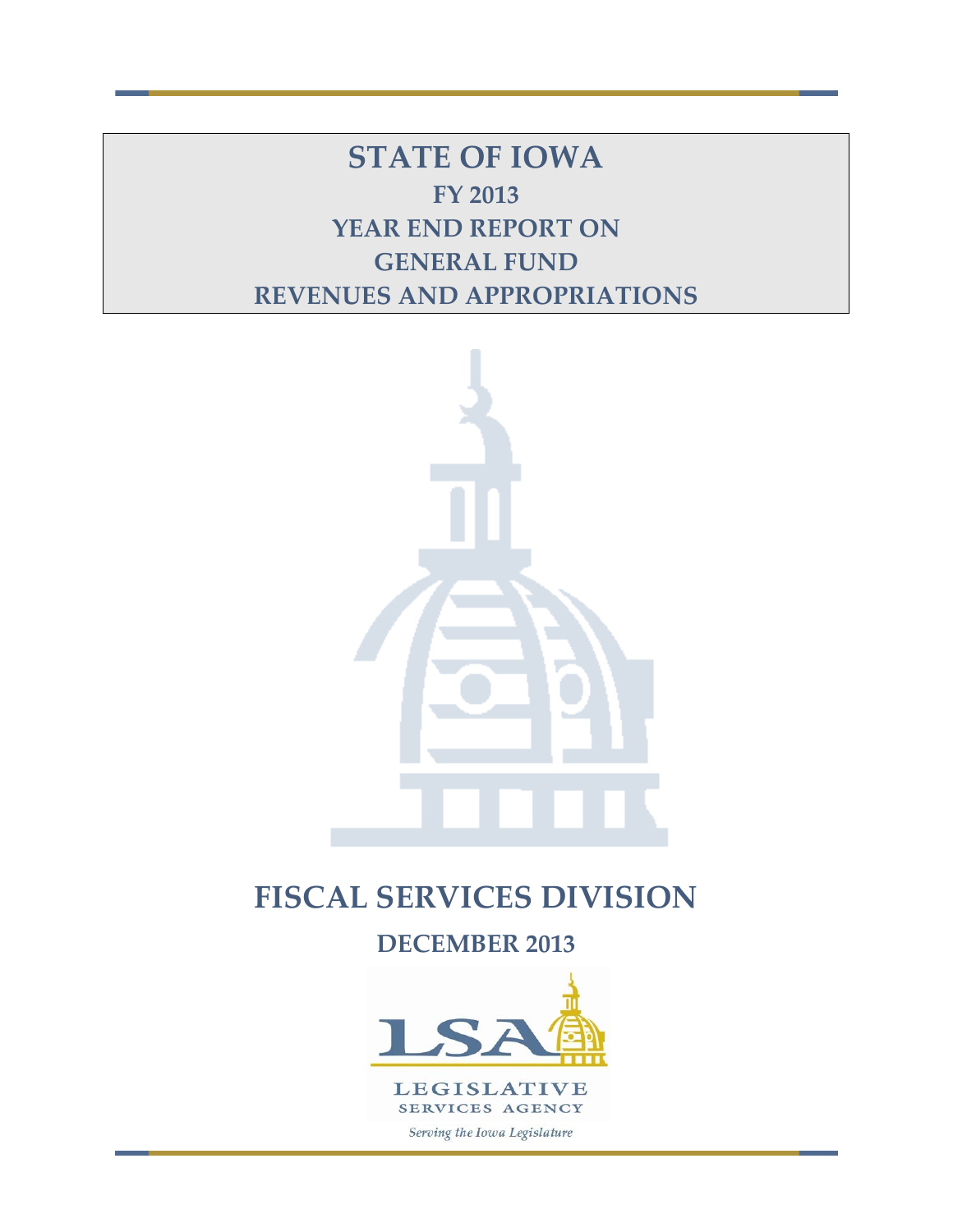# STATE OF IOWA

## FY 2013

## YEAR END REPORT ON

## GENERAL FUND

## REVENUES AND APPROPRIATIONS

# FISCAL SERVICES DIVISION

## DECEMBER 2013

LEGISLATIVE SERVICES AGENCY

*Serving the Iowa Legislature*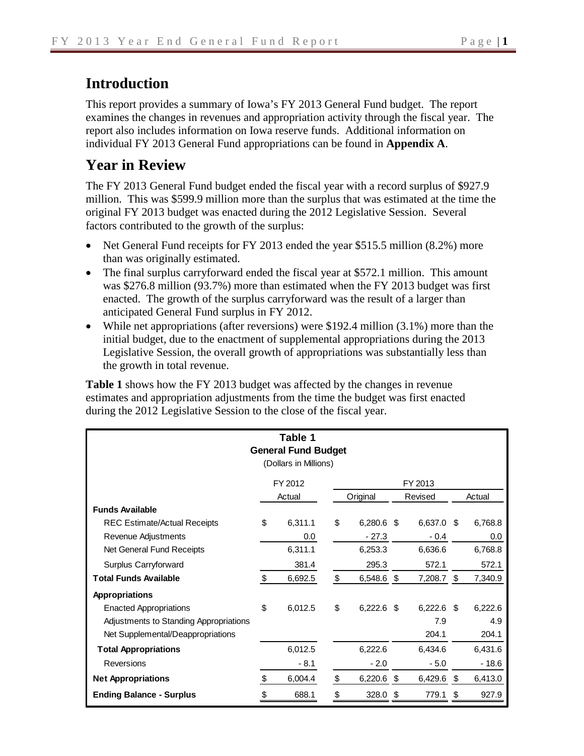## Introduction

This report provides a summary of Iowa's FY 2013 General Fund budget. The report examines the changes in revenues and appropriation activity through the fiscal year. The report also includes information on Iowa reserve funds. Additional information on individual FY 2013 General Fund appropriations can be found in **Appendix A**.

## Year in Review

The FY 2013 General Fund budget ended the fiscal year with a record surplus of $927.9 million. This was $599.9 million more than the surplus that was estimated at the time the original FY 2013 budget was enacted during the 2012 Legislative Session. Several factors contributed to the growth of the surplus:

- Net General Fund receipts for FY 2013 ended the year $515.5 million (8.2%) more than was originally estimated.
- The final surplus carryforward ended the fiscal year at $572.1 million. This amount was $276.8 million (93.7%) more than estimated when the FY 2013 budget was first enacted. The growth of the surplus carryforward was the result of a larger than anticipated General Fund surplus in FY 2012.
- While net appropriations (after reversions) were $192.4 million (3.1%) more than the initial budget, due to the enactment of supplemental appropriations during the 2013 Legislative Session, the overall growth of appropriations was substantially less than the growth in total revenue.

**Table 1** shows how the FY 2013 budget was affected by the changes in revenue estimates and appropriation adjustments from the time the budget was first enacted during the 2012 Legislative Session to the close of the fiscal year.

**Table 1**
**General Fund Budget**
(Dollars in Millions)

| | FY 2012 | FY 2013 | | |
|---|---|---|---|---|
| | Actual | Original | Revised | Actual |
| **Funds Available** | | | | |
| REC Estimate/Actual Receipts | $ 6,311.1 | $ 6,280.6 | $ 6,637.0 | $ 6,768.8 |
| Revenue Adjustments | 0.0 | - 27.3 | - 0.4 | 0.0 |
| Net General Fund Receipts | 6,311.1 | 6,253.3 | 6,636.6 | 6,768.8 |
| Surplus Carryforward | 381.4 | 295.3 | 572.1 | 572.1 |
| **Total Funds Available** | $ 6,692.5 | $ 6,548.6 | $ 7,208.7 | $ 7,340.9 |
| **Appropriations** | | | | |
| Enacted Appropriations | $ 6,012.5 | $ 6,222.6 | $ 6,222.6 | $ 6,222.6 |
| Adjustments to Standing Appropriations | | | 7.9 | 4.9 |
| Net Supplemental/Deappropriations | | | 204.1 | 204.1 |
| **Total Appropriations** | 6,012.5 | 6,222.6 | 6,434.6 | 6,431.6 |
| Reversions | - 8.1 | - 2.0 | - 5.0 | - 18.6 |
| **Net Appropriations** | $ 6,004.4 | $ 6,220.6 | $ 6,429.6 | $ 6,413.0 |
| **Ending Balance - Surplus** | $ 688.1 | $ 328.0 | $ 779.1 | $ 927.9 |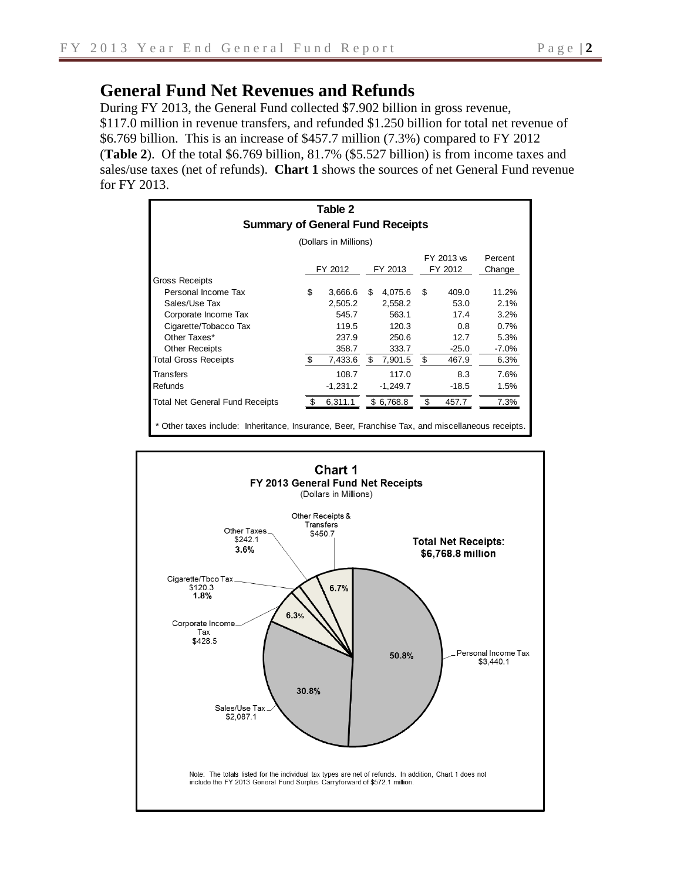## General Fund Net Revenues and Refunds

During FY 2013, the General Fund collected $7.902 billion in gross revenue, $117.0 million in revenue transfers, and refunded $1.250 billion for total net revenue of $6.769 billion. This is an increase of $457.7 million (7.3%) compared to FY 2012 (**Table 2**). Of the total $6.769 billion, 81.7% ($5.527 billion) is from income taxes and sales/use taxes (net of refunds). **Chart 1** shows the sources of net General Fund revenue for FY 2013.

**Table 2**
**Summary of General Fund Receipts**
(Dollars in Millions)

| | FY 2012 | FY 2013 | FY 2013 vs FY 2012 | Percent Change |
|---|---|---|---|---|
| Gross Receipts | | | | |
| Personal Income Tax | $ 3,666.6 | $ 4,075.6 | $ 409.0 | 11.2% |
| Sales/Use Tax | 2,505.2 | 2,558.2 | 53.0 | 2.1% |
| Corporate Income Tax | 545.7 | 563.1 | 17.4 | 3.2% |
| Cigarette/Tobacco Tax | 119.5 | 120.3 | 0.8 | 0.7% |
| Other Taxes* | 237.9 | 250.6 | 12.7 | 5.3% |
| Other Receipts | 358.7 | 333.7 | -25.0 | -7.0% |
| Total Gross Receipts | $ 7,433.6 | $ 7,901.5 | $ 467.9 | 6.3% |
| Transfers | 108.7 | 117.0 | 8.3 | 7.6% |
| Refunds | -1,231.2 | -1,249.7 | -18.5 | 1.5% |
| Total Net General Fund Receipts | $ 6,311.1 | $ 6,768.8 | $ 457.7 | 7.3% |

\* Other taxes include: Inheritance, Insurance, Beer, Franchise Tax, and miscellaneous receipts.

**Chart 1**
**FY 2013 General Fund Net Receipts**
(Dollars in Millions)

**Total Net Receipts: $6,768.8 million**

- Personal Income Tax $3,440.1 — 50.8%
- Sales/Use Tax $2,087.1 — 30.8%
- Corporate Income Tax $428.5 — 6.3%
- Cigarette/Tbco Tax $120.3 — 1.8%
- Other Taxes $242.1 — 3.6%
- Other Receipts & Transfers $450.7 — 6.7%

Note: The totals listed for the individual tax types are net of refunds. In addition, Chart 1 does not include the FY 2013 General Fund Surplus Carryforward of $572.1 million.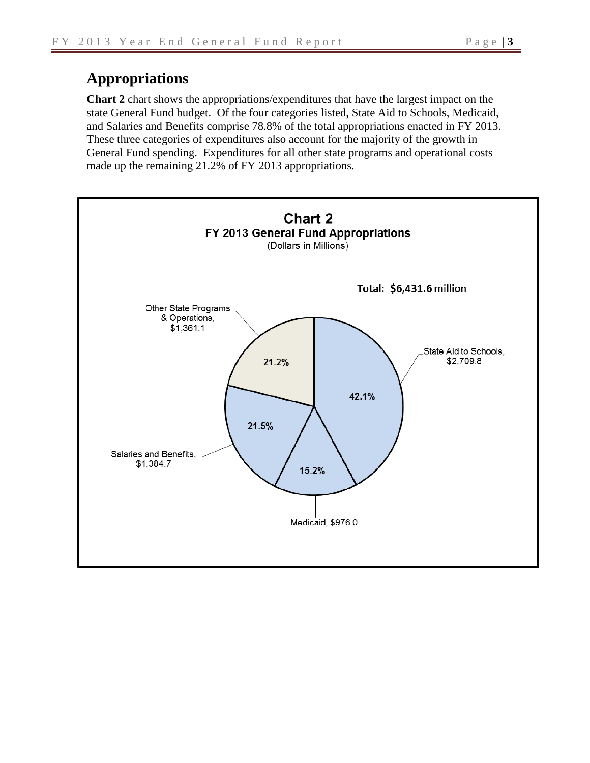## Appropriations

**Chart 2** chart shows the appropriations/expenditures that have the largest impact on the state General Fund budget. Of the four categories listed, State Aid to Schools, Medicaid, and Salaries and Benefits comprise 78.8% of the total appropriations enacted in FY 2013. These three categories of expenditures also account for the majority of the growth in General Fund spending. Expenditures for all other state programs and operational costs made up the remaining 21.2% of FY 2013 appropriations.

**Chart 2**
**FY 2013 General Fund Appropriations**
(Dollars in Millions)

Total: $6,431.6 million

| Category | Amount | Percent |
|---|---|---|
| State Aid to Schools | $2,709.8 | 42.1% |
| Medicaid | $976.0 | 15.2% |
| Salaries and Benefits | $1,384.7 | 21.5% |
| Other State Programs & Operations | $1,361.1 | 21.2% |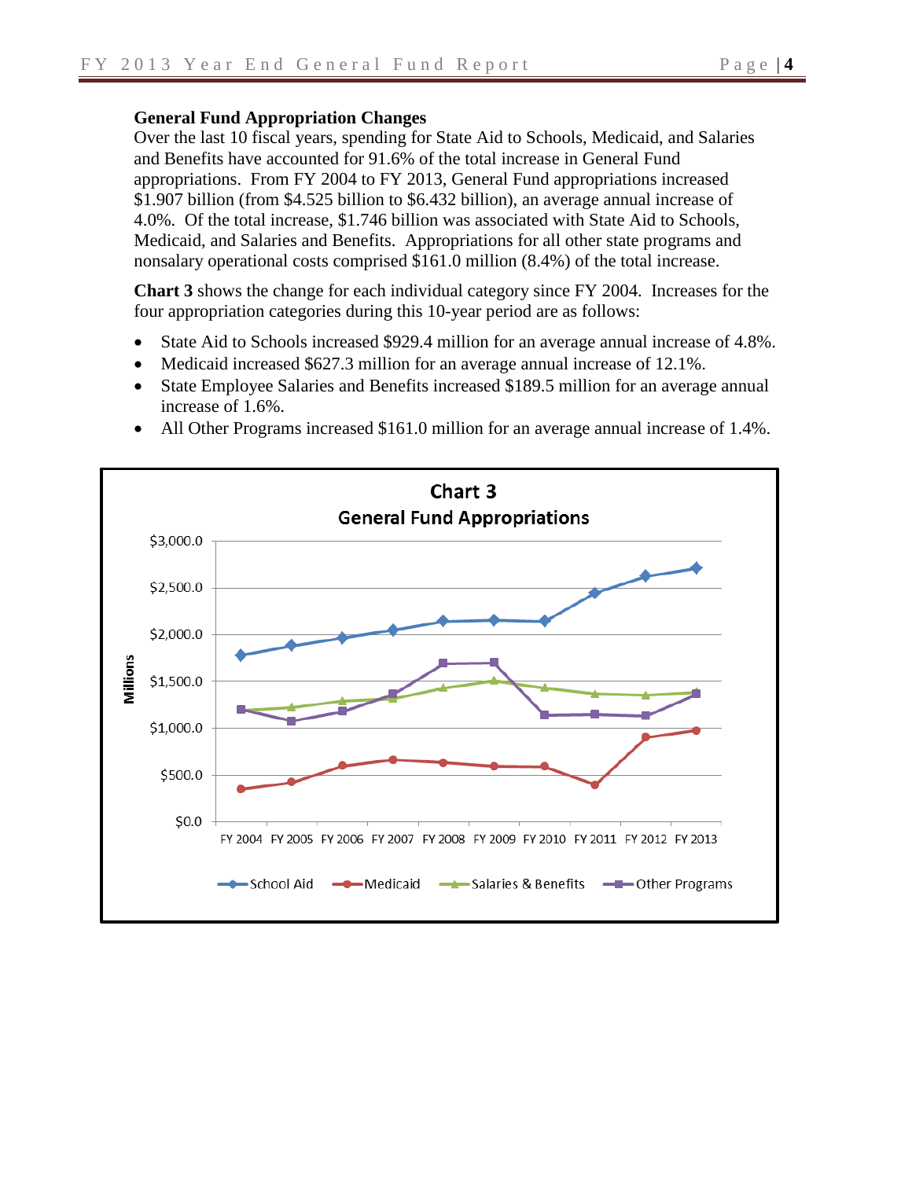**General Fund Appropriation Changes**

Over the last 10 fiscal years, spending for State Aid to Schools, Medicaid, and Salaries and Benefits have accounted for 91.6% of the total increase in General Fund appropriations. From FY 2004 to FY 2013, General Fund appropriations increased $1.907 billion (from $4.525 billion to $6.432 billion), an average annual increase of 4.0%. Of the total increase, $1.746 billion was associated with State Aid to Schools, Medicaid, and Salaries and Benefits. Appropriations for all other state programs and nonsalary operational costs comprised $161.0 million (8.4%) of the total increase.

**Chart 3** shows the change for each individual category since FY 2004. Increases for the four appropriation categories during this 10-year period are as follows:

- State Aid to Schools increased $929.4 million for an average annual increase of 4.8%.
- Medicaid increased $627.3 million for an average annual increase of 12.1%.
- State Employee Salaries and Benefits increased $189.5 million for an average annual increase of 1.6%.
- All Other Programs increased $161.0 million for an average annual increase of 1.4%.

**Chart 3**
**General Fund Appropriations**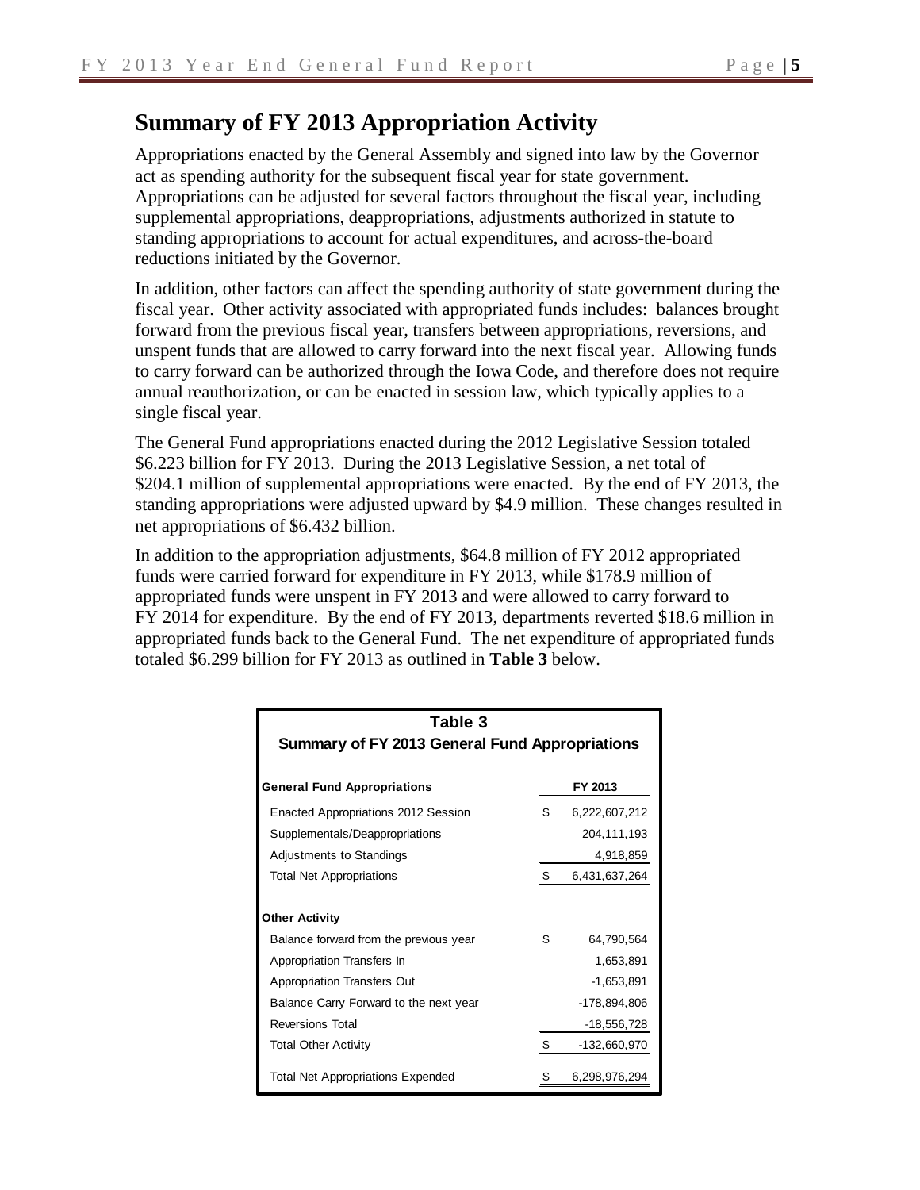## Summary of FY 2013 Appropriation Activity

Appropriations enacted by the General Assembly and signed into law by the Governor act as spending authority for the subsequent fiscal year for state government. Appropriations can be adjusted for several factors throughout the fiscal year, including supplemental appropriations, deappropriations, adjustments authorized in statute to standing appropriations to account for actual expenditures, and across-the-board reductions initiated by the Governor.

In addition, other factors can affect the spending authority of state government during the fiscal year. Other activity associated with appropriated funds includes: balances brought forward from the previous fiscal year, transfers between appropriations, reversions, and unspent funds that are allowed to carry forward into the next fiscal year. Allowing funds to carry forward can be authorized through the Iowa Code, and therefore does not require annual reauthorization, or can be enacted in session law, which typically applies to a single fiscal year.

The General Fund appropriations enacted during the 2012 Legislative Session totaled $6.223 billion for FY 2013. During the 2013 Legislative Session, a net total of $204.1 million of supplemental appropriations were enacted. By the end of FY 2013, the standing appropriations were adjusted upward by $4.9 million. These changes resulted in net appropriations of $6.432 billion.

In addition to the appropriation adjustments, $64.8 million of FY 2012 appropriated funds were carried forward for expenditure in FY 2013, while $178.9 million of appropriated funds were unspent in FY 2013 and were allowed to carry forward to FY 2014 for expenditure. By the end of FY 2013, departments reverted $18.6 million in appropriated funds back to the General Fund. The net expenditure of appropriated funds totaled $6.299 billion for FY 2013 as outlined in **Table 3** below.

**Table 3**
**Summary of FY 2013 General Fund Appropriations**

| General Fund Appropriations | | FY 2013 |
|---|---|---|
| Enacted Appropriations 2012 Session | $ | 6,222,607,212 |
| Supplementals/Deappropriations | | 204,111,193 |
| Adjustments to Standings | | 4,918,859 |
| Total Net Appropriations | $ | 6,431,637,264 |
| **Other Activity** | | |
| Balance forward from the previous year | $ | 64,790,564 |
| Appropriation Transfers In | | 1,653,891 |
| Appropriation Transfers Out | | -1,653,891 |
| Balance Carry Forward to the next year | | -178,894,806 |
| Reversions Total | | -18,556,728 |
| Total Other Activity | $ | -132,660,970 |
| Total Net Appropriations Expended | $ | 6,298,976,294 |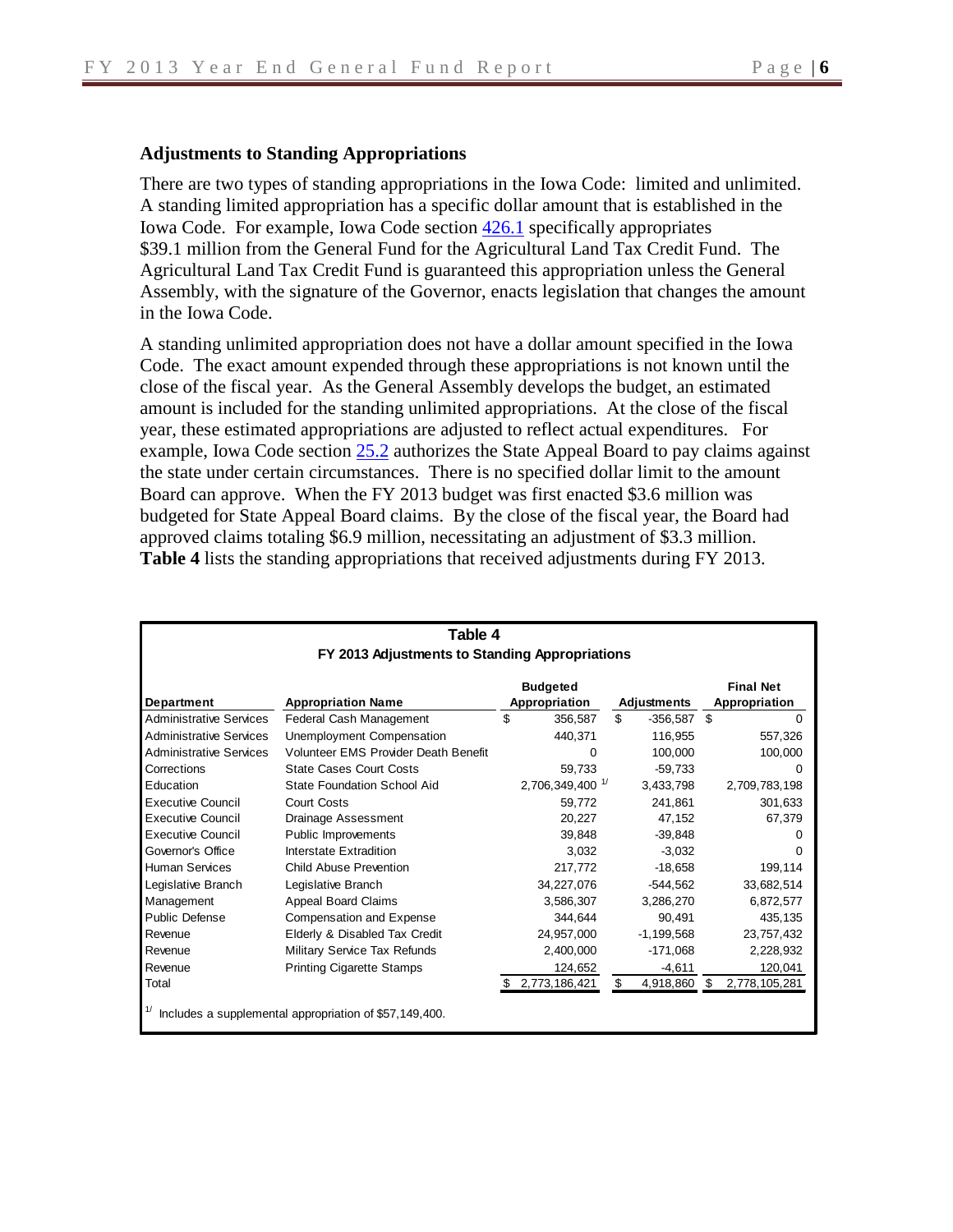### Adjustments to Standing Appropriations

There are two types of standing appropriations in the Iowa Code: limited and unlimited. A standing limited appropriation has a specific dollar amount that is established in the Iowa Code. For example, Iowa Code section 426.1 specifically appropriates $39.1 million from the General Fund for the Agricultural Land Tax Credit Fund. The Agricultural Land Tax Credit Fund is guaranteed this appropriation unless the General Assembly, with the signature of the Governor, enacts legislation that changes the amount in the Iowa Code.

A standing unlimited appropriation does not have a dollar amount specified in the Iowa Code. The exact amount expended through these appropriations is not known until the close of the fiscal year. As the General Assembly develops the budget, an estimated amount is included for the standing unlimited appropriations. At the close of the fiscal year, these estimated appropriations are adjusted to reflect actual expenditures. For example, Iowa Code section 25.2 authorizes the State Appeal Board to pay claims against the state under certain circumstances. There is no specified dollar limit to the amount Board can approve. When the FY 2013 budget was first enacted $3.6 million was budgeted for State Appeal Board claims. By the close of the fiscal year, the Board had approved claims totaling $6.9 million, necessitating an adjustment of $3.3 million. **Table 4** lists the standing appropriations that received adjustments during FY 2013.

**Table 4**
**FY 2013 Adjustments to Standing Appropriations**

| Department | Appropriation Name | Budgeted Appropriation | Adjustments | Final Net Appropriation |
|---|---|---|---|---|
| Administrative Services | Federal Cash Management | $ 356,587 | $ -356,587 | $ 0 |
| Administrative Services | Unemployment Compensation | 440,371 | 116,955 | 557,326 |
| Administrative Services | Volunteer EMS Provider Death Benefit | 0 | 100,000 | 100,000 |
| Corrections | State Cases Court Costs | 59,733 | -59,733 | 0 |
| Education | State Foundation School Aid | 2,706,349,400 [1/] | 3,433,798 | 2,709,783,198 |
| Executive Council | Court Costs | 59,772 | 241,861 | 301,633 |
| Executive Council | Drainage Assessment | 20,227 | 47,152 | 67,379 |
| Executive Council | Public Improvements | 39,848 | -39,848 | 0 |
| Governor's Office | Interstate Extradition | 3,032 | -3,032 | 0 |
| Human Services | Child Abuse Prevention | 217,772 | -18,658 | 199,114 |
| Legislative Branch | Legislative Branch | 34,227,076 | -544,562 | 33,682,514 |
| Management | Appeal Board Claims | 3,586,307 | 3,286,270 | 6,872,577 |
| Public Defense | Compensation and Expense | 344,644 | 90,491 | 435,135 |
| Revenue | Elderly & Disabled Tax Credit | 24,957,000 | -1,199,568 | 23,757,432 |
| Revenue | Military Service Tax Refunds | 2,400,000 | -171,068 | 2,228,932 |
| Revenue | Printing Cigarette Stamps | 124,652 | -4,611 | 120,041 |
| Total | | $ 2,773,186,421 | $ 4,918,860 | $ 2,778,105,281 |

[1/] Includes a supplemental appropriation of $57,149,400.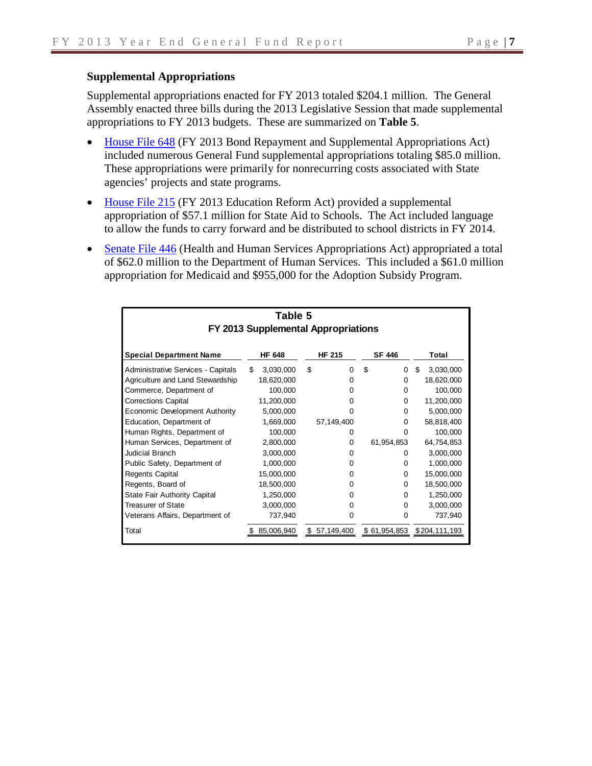### Supplemental Appropriations

Supplemental appropriations enacted for FY 2013 totaled $204.1 million. The General Assembly enacted three bills during the 2013 Legislative Session that made supplemental appropriations to FY 2013 budgets. These are summarized on **Table 5**.

- House File 648 (FY 2013 Bond Repayment and Supplemental Appropriations Act) included numerous General Fund supplemental appropriations totaling $85.0 million. These appropriations were primarily for nonrecurring costs associated with State agencies' projects and state programs.
- House File 215 (FY 2013 Education Reform Act) provided a supplemental appropriation of $57.1 million for State Aid to Schools. The Act included language to allow the funds to carry forward and be distributed to school districts in FY 2014.
- Senate File 446 (Health and Human Services Appropriations Act) appropriated a total of $62.0 million to the Department of Human Services. This included a $61.0 million appropriation for Medicaid and $955,000 for the Adoption Subsidy Program.

**Table 5**
**FY 2013 Supplemental Appropriations**

| Special Department Name | HF 648 | HF 215 | SF 446 | Total |
|---|---|---|---|---|
| Administrative Services - Capitals | $ 3,030,000 | $ 0 | $ 0 | $ 3,030,000 |
| Agriculture and Land Stewardship | 18,620,000 | 0 | 0 | 18,620,000 |
| Commerce, Department of | 100,000 | 0 | 0 | 100,000 |
| Corrections Capital | 11,200,000 | 0 | 0 | 11,200,000 |
| Economic Development Authority | 5,000,000 | 0 | 0 | 5,000,000 |
| Education, Department of | 1,669,000 | 57,149,400 | 0 | 58,818,400 |
| Human Rights, Department of | 100,000 | 0 | 0 | 100,000 |
| Human Services, Department of | 2,800,000 | 0 | 61,954,853 | 64,754,853 |
| Judicial Branch | 3,000,000 | 0 | 0 | 3,000,000 |
| Public Safety, Department of | 1,000,000 | 0 | 0 | 1,000,000 |
| Regents Capital | 15,000,000 | 0 | 0 | 15,000,000 |
| Regents, Board of | 18,500,000 | 0 | 0 | 18,500,000 |
| State Fair Authority Capital | 1,250,000 | 0 | 0 | 1,250,000 |
| Treasurer of State | 3,000,000 | 0 | 0 | 3,000,000 |
| Veterans Affairs, Department of | 737,940 | 0 | 0 | 737,940 |
| Total | $ 85,006,940 | $ 57,149,400 | $ 61,954,853 | $ 204,111,193 |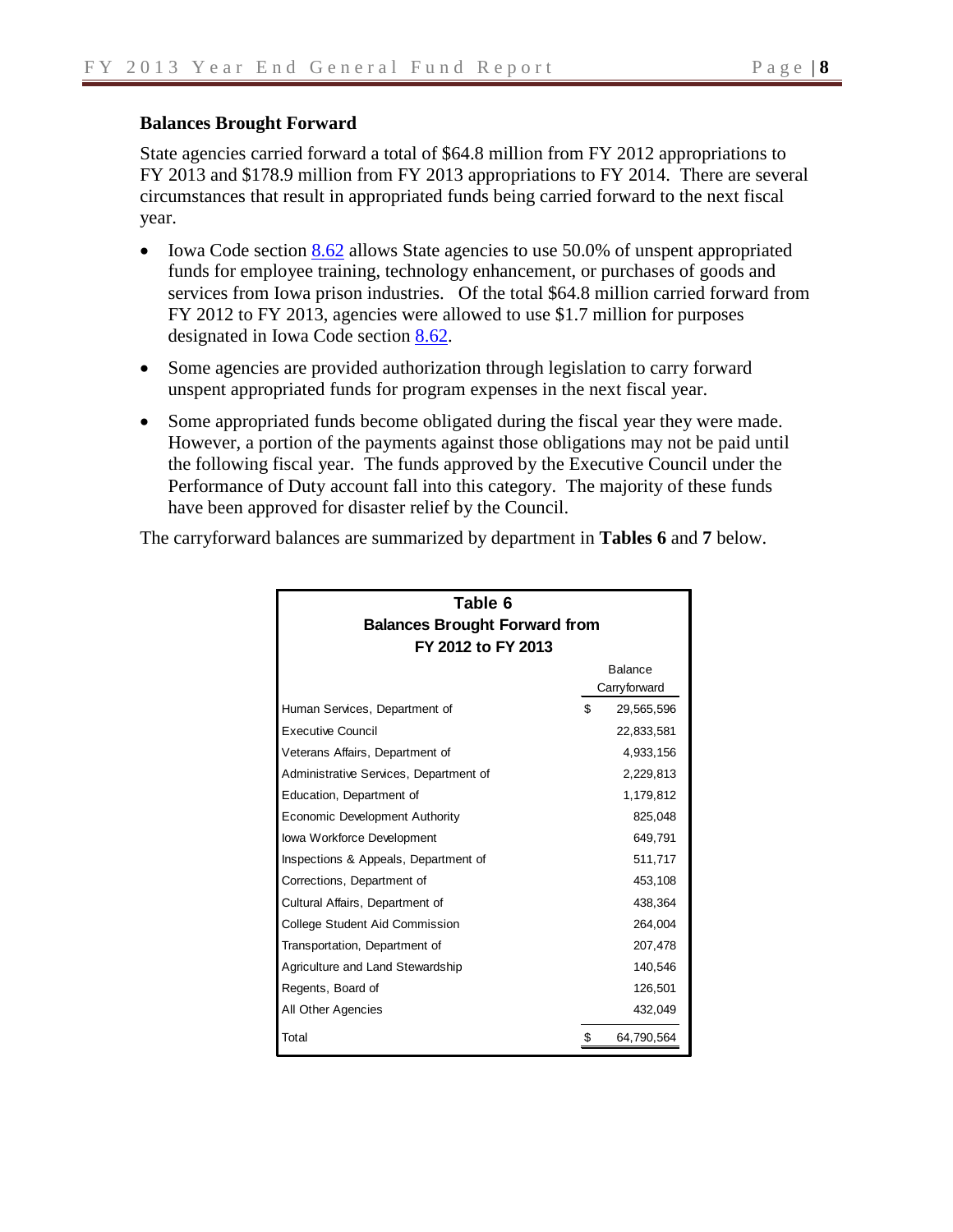## Balances Brought Forward

State agencies carried forward a total of $64.8 million from FY 2012 appropriations to FY 2013 and $178.9 million from FY 2013 appropriations to FY 2014. There are several circumstances that result in appropriated funds being carried forward to the next fiscal year.

- Iowa Code section [8.62](8.62) allows State agencies to use 50.0% of unspent appropriated funds for employee training, technology enhancement, or purchases of goods and services from Iowa prison industries. Of the total $64.8 million carried forward from FY 2012 to FY 2013, agencies were allowed to use $1.7 million for purposes designated in Iowa Code section [8.62](8.62).
- Some agencies are provided authorization through legislation to carry forward unspent appropriated funds for program expenses in the next fiscal year.
- Some appropriated funds become obligated during the fiscal year they were made. However, a portion of the payments against those obligations may not be paid until the following fiscal year. The funds approved by the Executive Council under the Performance of Duty account fall into this category. The majority of these funds have been approved for disaster relief by the Council.

The carryforward balances are summarized by department in **Tables 6** and **7** below.

**Table 6**
**Balances Brought Forward from FY 2012 to FY 2013**

| | Balance Carryforward |
|---|---|
| Human Services, Department of | $ 29,565,596 |
| Executive Council | 22,833,581 |
| Veterans Affairs, Department of | 4,933,156 |
| Administrative Services, Department of | 2,229,813 |
| Education, Department of | 1,179,812 |
| Economic Development Authority | 825,048 |
| Iowa Workforce Development | 649,791 |
| Inspections & Appeals, Department of | 511,717 |
| Corrections, Department of | 453,108 |
| Cultural Affairs, Department of | 438,364 |
| College Student Aid Commission | 264,004 |
| Transportation, Department of | 207,478 |
| Agriculture and Land Stewardship | 140,546 |
| Regents, Board of | 126,501 |
| All Other Agencies | 432,049 |
| Total | $ 64,790,564 |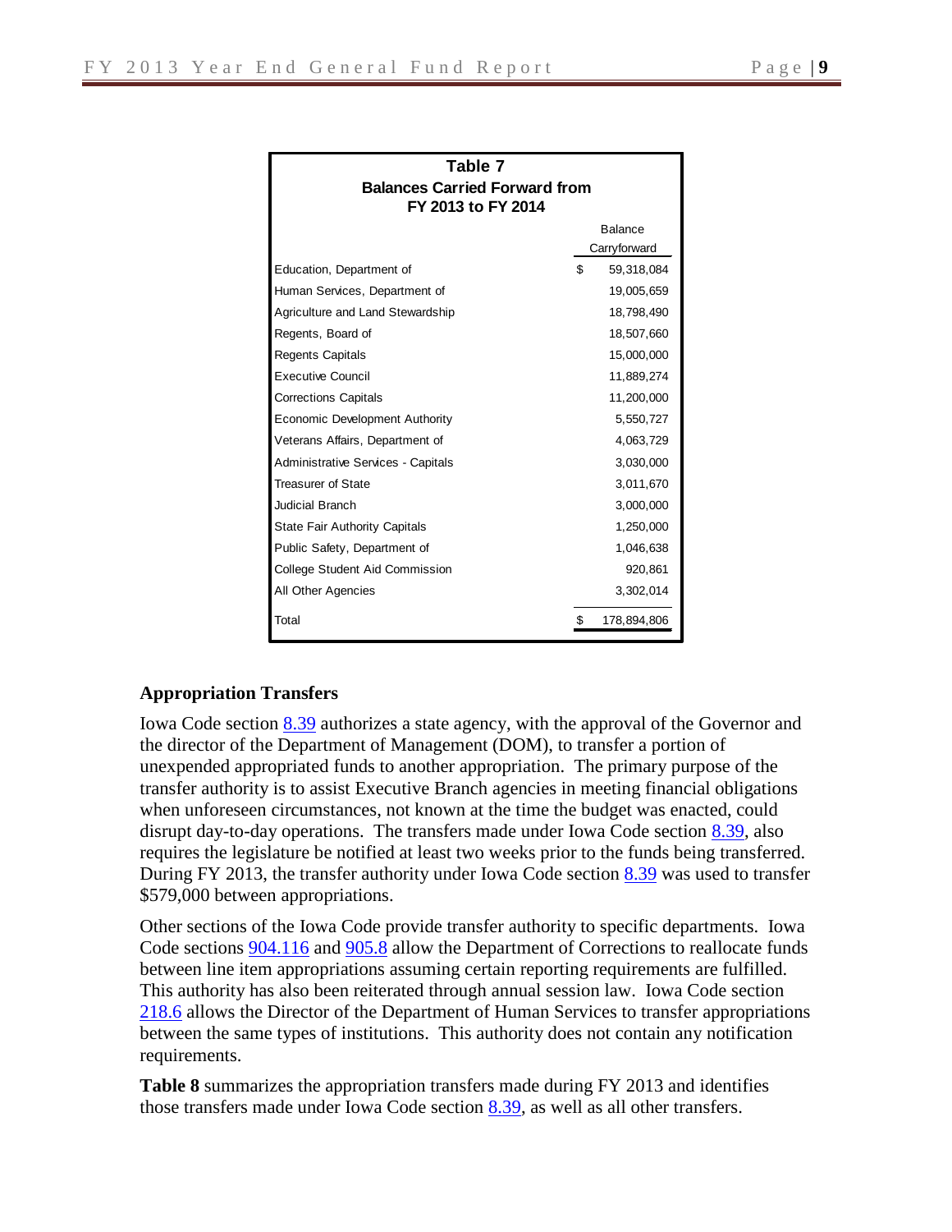| Table 7<br>Balances Carried Forward from<br>FY 2013 to FY 2014 | Balance Carryforward |
|---|---|
| Education, Department of | $ 59,318,084 |
| Human Services, Department of | 19,005,659 |
| Agriculture and Land Stewardship | 18,798,490 |
| Regents, Board of | 18,507,660 |
| Regents Capitals | 15,000,000 |
| Executive Council | 11,889,274 |
| Corrections Capitals | 11,200,000 |
| Economic Development Authority | 5,550,727 |
| Veterans Affairs, Department of | 4,063,729 |
| Administrative Services - Capitals | 3,030,000 |
| Treasurer of State | 3,011,670 |
| Judicial Branch | 3,000,000 |
| State Fair Authority Capitals | 1,250,000 |
| Public Safety, Department of | 1,046,638 |
| College Student Aid Commission | 920,861 |
| All Other Agencies | 3,302,014 |
| Total | $ 178,894,806 |

## Appropriation Transfers

Iowa Code section 8.39 authorizes a state agency, with the approval of the Governor and the director of the Department of Management (DOM), to transfer a portion of unexpended appropriated funds to another appropriation. The primary purpose of the transfer authority is to assist Executive Branch agencies in meeting financial obligations when unforeseen circumstances, not known at the time the budget was enacted, could disrupt day-to-day operations. The transfers made under Iowa Code section 8.39, also requires the legislature be notified at least two weeks prior to the funds being transferred. During FY 2013, the transfer authority under Iowa Code section 8.39 was used to transfer $579,000 between appropriations.

Other sections of the Iowa Code provide transfer authority to specific departments. Iowa Code sections 904.116 and 905.8 allow the Department of Corrections to reallocate funds between line item appropriations assuming certain reporting requirements are fulfilled. This authority has also been reiterated through annual session law. Iowa Code section 218.6 allows the Director of the Department of Human Services to transfer appropriations between the same types of institutions. This authority does not contain any notification requirements.

**Table 8** summarizes the appropriation transfers made during FY 2013 and identifies those transfers made under Iowa Code section 8.39, as well as all other transfers.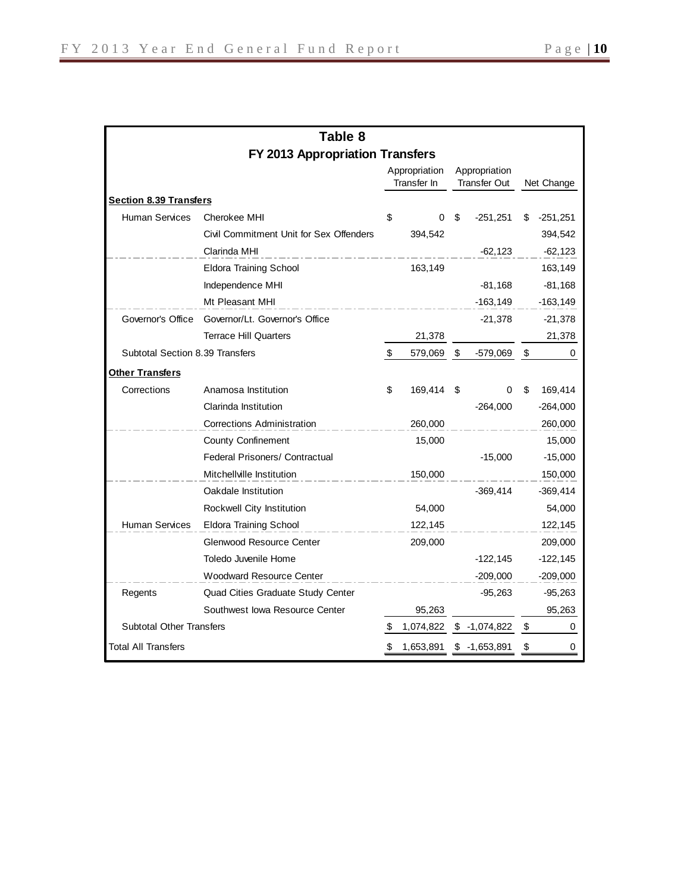**Table 8**

**FY 2013 Appropriation Transfers**

| | | Appropriation Transfer In | Appropriation Transfer Out | Net Change |
|---|---|---|---|---|
| **Section 8.39 Transfers** | | | | |
| Human Services | Cherokee MHI | $ 0 | $ -251,251 | $ -251,251 |
| | Civil Commitment Unit for Sex Offenders | 394,542 | | 394,542 |
| | Clarinda MHI | | -62,123 | -62,123 |
| | Eldora Training School | 163,149 | | 163,149 |
| | Independence MHI | | -81,168 | -81,168 |
| | Mt Pleasant MHI | | -163,149 | -163,149 |
| Governor's Office | Governor/Lt. Governor's Office | | -21,378 | -21,378 |
| | Terrace Hill Quarters | 21,378 | | 21,378 |
| Subtotal Section 8.39 Transfers | | $ 579,069 | $ -579,069 | $ 0 |
| **Other Transfers** | | | | |
| Corrections | Anamosa Institution | $ 169,414 | $ 0 | $ 169,414 |
| | Clarinda Institution | | -264,000 | -264,000 |
| | Corrections Administration | 260,000 | | 260,000 |
| | County Confinement | 15,000 | | 15,000 |
| | Federal Prisoners/ Contractual | | -15,000 | -15,000 |
| | Mitchellville Institution | 150,000 | | 150,000 |
| | Oakdale Institution | | -369,414 | -369,414 |
| | Rockwell City Institution | 54,000 | | 54,000 |
| Human Services | Eldora Training School | 122,145 | | 122,145 |
| | Glenwood Resource Center | 209,000 | | 209,000 |
| | Toledo Juvenile Home | | -122,145 | -122,145 |
| | Woodward Resource Center | | -209,000 | -209,000 |
| Regents | Quad Cities Graduate Study Center | | -95,263 | -95,263 |
| | Southwest Iowa Resource Center | 95,263 | | 95,263 |
| Subtotal Other Transfers | | $ 1,074,822 | $ -1,074,822 | $ 0 |
| Total All Transfers | | $ 1,653,891 | $ -1,653,891 | $ 0 |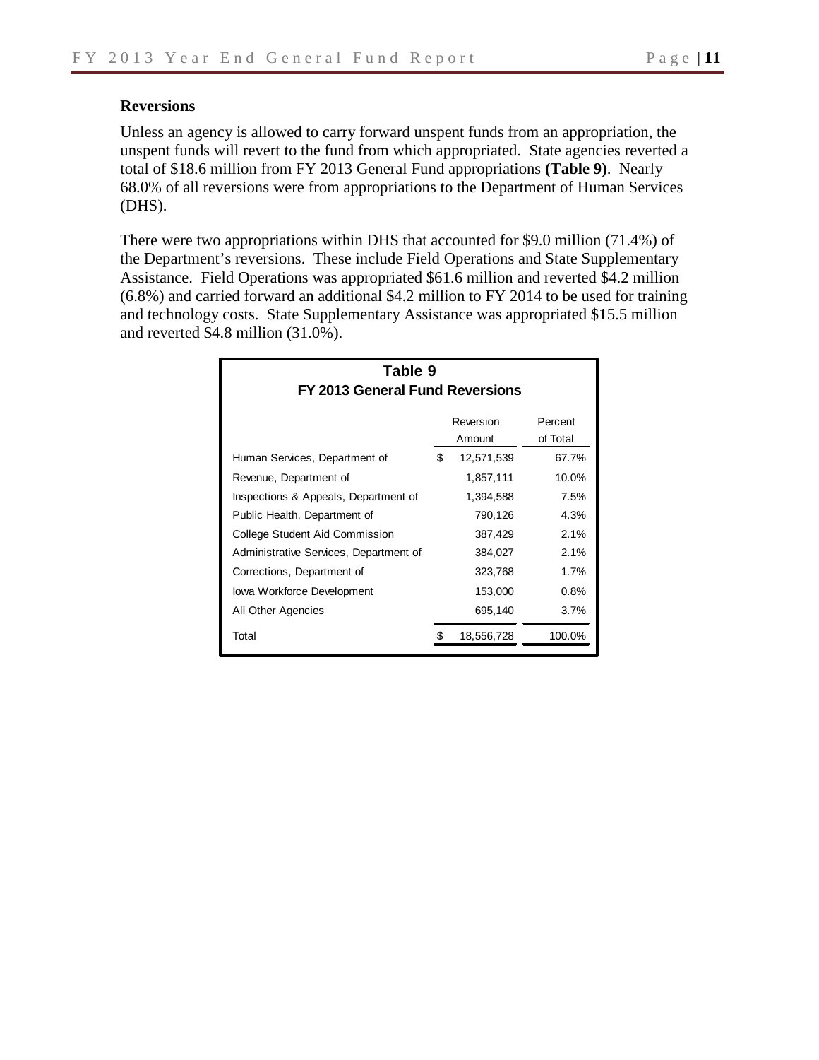### Reversions

Unless an agency is allowed to carry forward unspent funds from an appropriation, the unspent funds will revert to the fund from which appropriated. State agencies reverted a total of $18.6 million from FY 2013 General Fund appropriations **(Table 9)**. Nearly 68.0% of all reversions were from appropriations to the Department of Human Services (DHS).

There were two appropriations within DHS that accounted for $9.0 million (71.4%) of the Department's reversions. These include Field Operations and State Supplementary Assistance. Field Operations was appropriated $61.6 million and reverted $4.2 million (6.8%) and carried forward an additional $4.2 million to FY 2014 to be used for training and technology costs. State Supplementary Assistance was appropriated $15.5 million and reverted $4.8 million (31.0%).

**Table 9**
**FY 2013 General Fund Reversions**

| | Reversion Amount | Percent of Total |
|---|---|---|
| Human Services, Department of | $ 12,571,539 | 67.7% |
| Revenue, Department of | 1,857,111 | 10.0% |
| Inspections & Appeals, Department of | 1,394,588 | 7.5% |
| Public Health, Department of | 790,126 | 4.3% |
| College Student Aid Commission | 387,429 | 2.1% |
| Administrative Services, Department of | 384,027 | 2.1% |
| Corrections, Department of | 323,768 | 1.7% |
| Iowa Workforce Development | 153,000 | 0.8% |
| All Other Agencies | 695,140 | 3.7% |
| Total | $ 18,556,728 | 100.0% |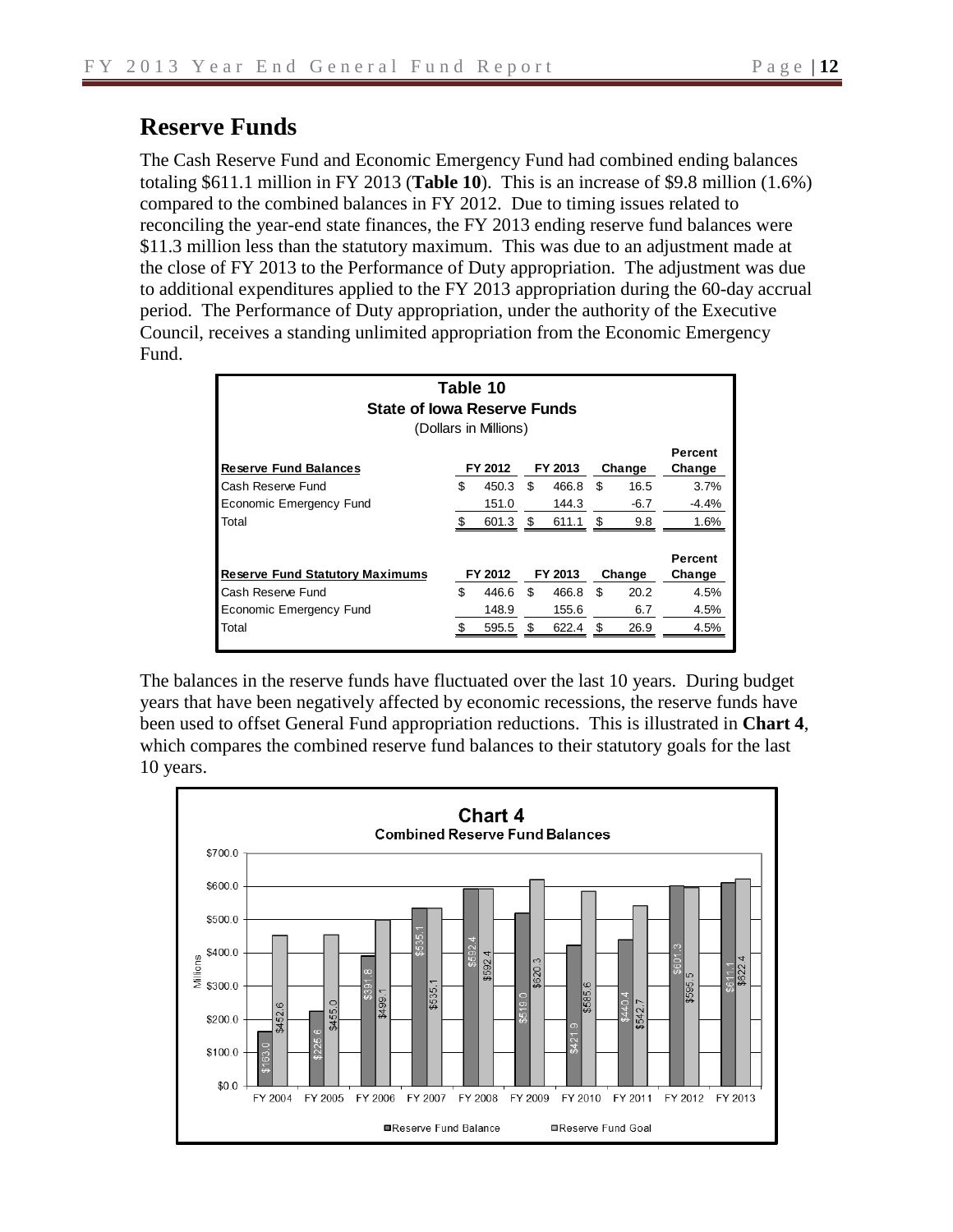## Reserve Funds

The Cash Reserve Fund and Economic Emergency Fund had combined ending balances totaling $611.1 million in FY 2013 (**Table 10**). This is an increase of $9.8 million (1.6%) compared to the combined balances in FY 2012. Due to timing issues related to reconciling the year-end state finances, the FY 2013 ending reserve fund balances were $11.3 million less than the statutory maximum. This was due to an adjustment made at the close of FY 2013 to the Performance of Duty appropriation. The adjustment was due to additional expenditures applied to the FY 2013 appropriation during the 60-day accrual period. The Performance of Duty appropriation, under the authority of the Executive Council, receives a standing unlimited appropriation from the Economic Emergency Fund.

**Table 10**
**State of Iowa Reserve Funds**
(Dollars in Millions)

| Reserve Fund Balances | FY 2012 | FY 2013 | Change | Percent Change |
|---|---|---|---|---|
| Cash Reserve Fund | $ 450.3 | $ 466.8 | $ 16.5 | 3.7% |
| Economic Emergency Fund | 151.0 | 144.3 | -6.7 | -4.4% |
| Total | $ 601.3 | $ 611.1 | $ 9.8 | 1.6% |

| Reserve Fund Statutory Maximums | FY 2012 | FY 2013 | Change | Percent Change |
|---|---|---|---|---|
| Cash Reserve Fund | $ 446.6 | $ 466.8 | $ 20.2 | 4.5% |
| Economic Emergency Fund | 148.9 | 155.6 | 6.7 | 4.5% |
| Total | $ 595.5 | $ 622.4 | $ 26.9 | 4.5% |

The balances in the reserve funds have fluctuated over the last 10 years. During budget years that have been negatively affected by economic recessions, the reserve funds have been used to offset General Fund appropriation reductions. This is illustrated in **Chart 4**, which compares the combined reserve fund balances to their statutory goals for the last 10 years.

**Chart 4**
**Combined Reserve Fund Balances**

| Fiscal Year | Reserve Fund Balance | Reserve Fund Goal |
|---|---|---|
| FY 2004 | $163.0 | $452.6 |
| FY 2005 | $225.6 | $455.0 |
| FY 2006 | $391.8 | $499.1 |
| FY 2007 | $535.1 | $535.1 |
| FY 2008 | $592.4 | $592.4 |
| FY 2009 | $519.0 | $620.3 |
| FY 2010 | $421.9 | $585.6 |
| FY 2011 | $440.4 | $542.7 |
| FY 2012 | $601.3 | $595.5 |
| FY 2013 | $611.1 | $622.4 |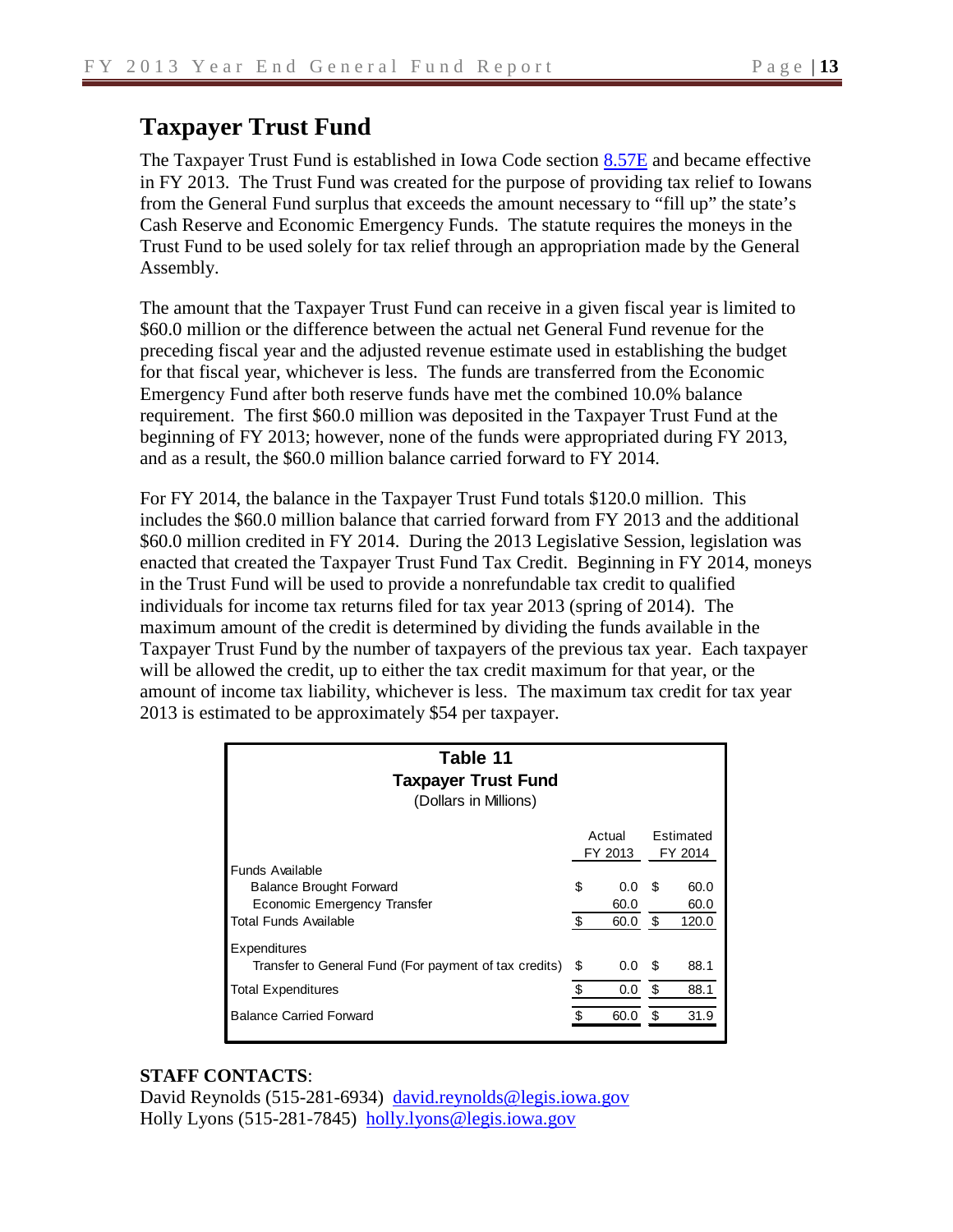## Taxpayer Trust Fund

The Taxpayer Trust Fund is established in Iowa Code section [8.57E](#) and became effective in FY 2013. The Trust Fund was created for the purpose of providing tax relief to Iowans from the General Fund surplus that exceeds the amount necessary to "fill up" the state's Cash Reserve and Economic Emergency Funds. The statute requires the moneys in the Trust Fund to be used solely for tax relief through an appropriation made by the General Assembly.

The amount that the Taxpayer Trust Fund can receive in a given fiscal year is limited to $60.0 million or the difference between the actual net General Fund revenue for the preceding fiscal year and the adjusted revenue estimate used in establishing the budget for that fiscal year, whichever is less. The funds are transferred from the Economic Emergency Fund after both reserve funds have met the combined 10.0% balance requirement. The first $60.0 million was deposited in the Taxpayer Trust Fund at the beginning of FY 2013; however, none of the funds were appropriated during FY 2013, and as a result, the $60.0 million balance carried forward to FY 2014.

For FY 2014, the balance in the Taxpayer Trust Fund totals $120.0 million. This includes the $60.0 million balance that carried forward from FY 2013 and the additional $60.0 million credited in FY 2014. During the 2013 Legislative Session, legislation was enacted that created the Taxpayer Trust Fund Tax Credit. Beginning in FY 2014, moneys in the Trust Fund will be used to provide a nonrefundable tax credit to qualified individuals for income tax returns filed for tax year 2013 (spring of 2014). The maximum amount of the credit is determined by dividing the funds available in the Taxpayer Trust Fund by the number of taxpayers of the previous tax year. Each taxpayer will be allowed the credit, up to either the tax credit maximum for that year, or the amount of income tax liability, whichever is less. The maximum tax credit for tax year 2013 is estimated to be approximately $54 per taxpayer.

**Table 11**
**Taxpayer Trust Fund**
(Dollars in Millions)

| | Actual FY 2013 | Estimated FY 2014 |
|---|---|---|
| Funds Available | | |
| Balance Brought Forward | $ 0.0 | $ 60.0 |
| Economic Emergency Transfer | 60.0 | 60.0 |
| Total Funds Available | $ 60.0 | $ 120.0 |
| Expenditures | | |
| Transfer to General Fund (For payment of tax credits) | $ 0.0 | $ 88.1 |
| Total Expenditures | $ 0.0 | $ 88.1 |
| Balance Carried Forward | $ 60.0 | $ 31.9 |

**STAFF CONTACTS**:
David Reynolds (515-281-6934) [david.reynolds@legis.iowa.gov](mailto:david.reynolds@legis.iowa.gov)
Holly Lyons (515-281-7845) [holly.lyons@legis.iowa.gov](mailto:holly.lyons@legis.iowa.gov)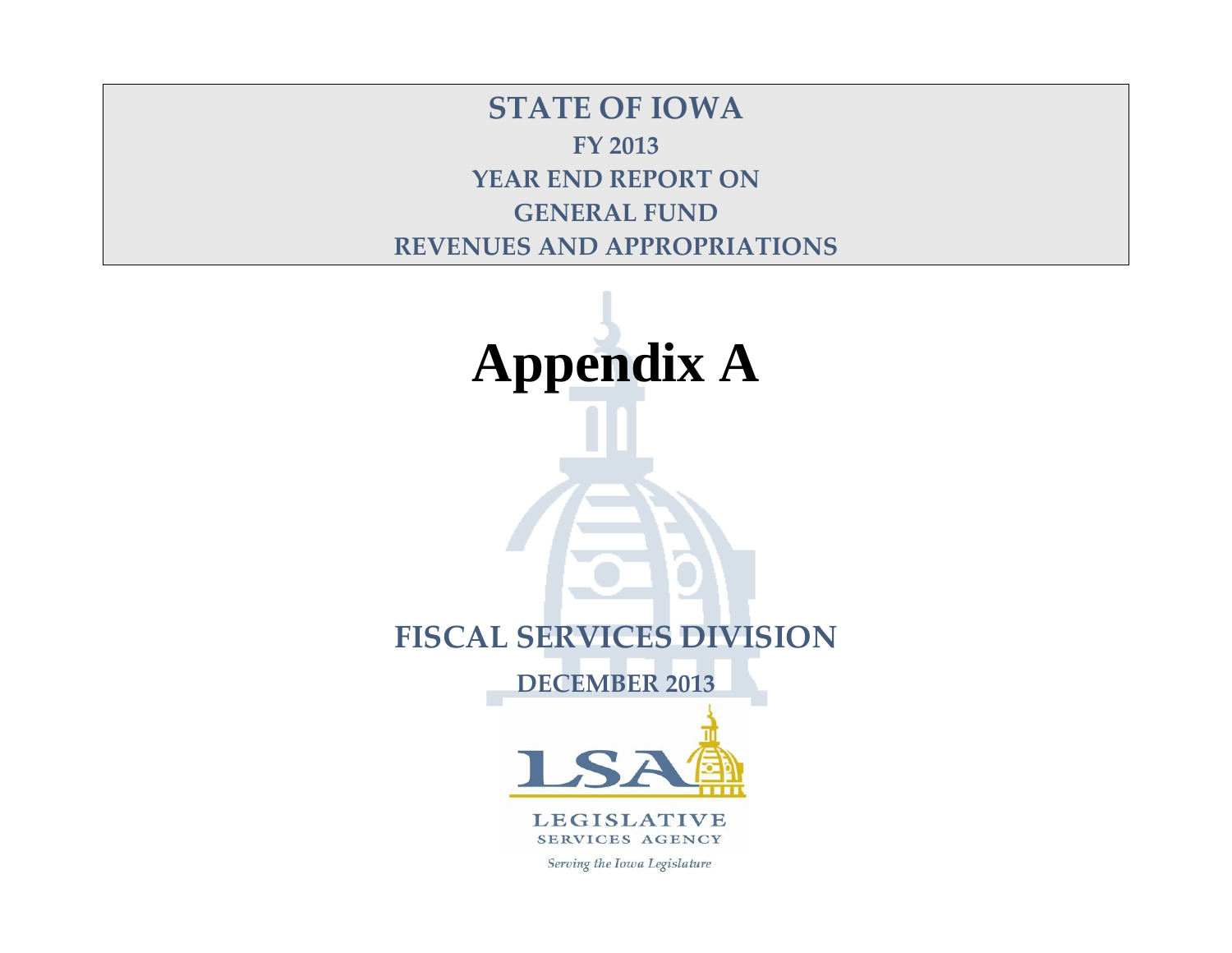# STATE OF IOWA

## FY 2013

## YEAR END REPORT ON

## GENERAL FUND

## REVENUES AND APPROPRIATIONS

# Appendix A

## FISCAL SERVICES DIVISION

**DECEMBER 2013**

LSA

LEGISLATIVE SERVICES AGENCY

*Serving the Iowa Legislature*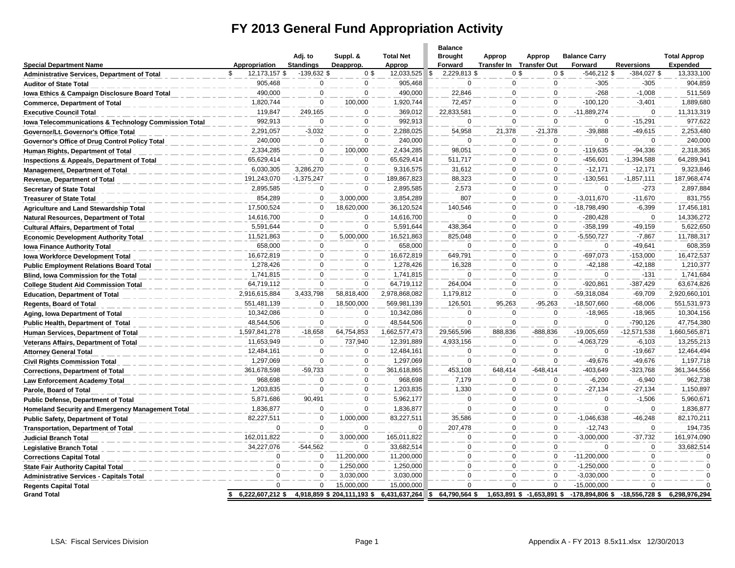# FY 2013 General Fund Appropriation Activity

| Special Department Name | Appropriation | Adj. to Standings | Suppl. & Deapprop. | Total Net Approp | Balance Brought Forward | Approp Transfer In | Approp Transfer Out | Balance Carry Forward | Reversions | Total Approp Expended |
|---|---|---|---|---|---|---|---|---|---|---|
| Administrative Services, Department of Total | $ 12,173,157 $ | -139,632 $ | 0 $ | 12,033,525 | $ 2,229,813 $ | 0 $ | 0 $ | -546,212 $ | -384,027 $ | 13,333,100 |
| Auditor of State Total | 905,468 | 0 | 0 | 905,468 | 0 | 0 | 0 | -305 | -305 | 904,859 |
| Iowa Ethics & Campaign Disclosure Board Total | 490,000 | 0 | 0 | 490,000 | 22,846 | 0 | 0 | -268 | -1,008 | 511,569 |
| Commerce, Department of Total | 1,820,744 | 0 | 100,000 | 1,920,744 | 72,457 | 0 | 0 | -100,120 | -3,401 | 1,889,680 |
| Executive Council Total | 119,847 | 249,165 | 0 | 369,012 | 22,833,581 | 0 | 0 | -11,889,274 | 0 | 11,313,319 |
| Iowa Telecommunications & Technology Commission Total | 992,913 | 0 | 0 | 992,913 | 0 | 0 | 0 | 0 | -15,291 | 977,622 |
| Governor/Lt. Governor's Office Total | 2,291,057 | -3,032 | 0 | 2,288,025 | 54,958 | 21,378 | -21,378 | -39,888 | -49,615 | 2,253,480 |
| Governor's Office of Drug Control Policy Total | 240,000 | 0 | 0 | 240,000 | 0 | 0 | 0 | 0 | 0 | 240,000 |
| Human Rights, Department of Total | 2,334,285 | 0 | 100,000 | 2,434,285 | 98,051 | 0 | 0 | -119,635 | -94,336 | 2,318,365 |
| Inspections & Appeals, Department of Total | 65,629,414 | 0 | 0 | 65,629,414 | 511,717 | 0 | 0 | -456,601 | -1,394,588 | 64,289,941 |
| Management, Department of Total | 6,030,305 | 3,286,270 | 0 | 9,316,575 | 31,612 | 0 | 0 | -12,171 | -12,171 | 9,323,846 |
| Revenue, Department of Total | 191,243,070 | -1,375,247 | 0 | 189,867,823 | 88,323 | 0 | 0 | -130,561 | -1,857,111 | 187,968,474 |
| Secretary of State Total | 2,895,585 | 0 | 0 | 2,895,585 | 2,573 | 0 | 0 | 0 | -273 | 2,897,884 |
| Treasurer of State Total | 854,289 | 0 | 3,000,000 | 3,854,289 | 807 | 0 | 0 | -3,011,670 | -11,670 | 831,755 |
| Agriculture and Land Stewardship Total | 17,500,524 | 0 | 18,620,000 | 36,120,524 | 140,546 | 0 | 0 | -18,798,490 | -6,399 | 17,456,181 |
| Natural Resources, Department of Total | 14,616,700 | 0 | 0 | 14,616,700 | 0 | 0 | 0 | -280,428 | 0 | 14,336,272 |
| Cultural Affairs, Department of Total | 5,591,644 | 0 | 0 | 5,591,644 | 438,364 | 0 | 0 | -358,199 | -49,159 | 5,622,650 |
| Economic Development Authority Total | 11,521,863 | 0 | 5,000,000 | 16,521,863 | 825,048 | 0 | 0 | -5,550,727 | -7,867 | 11,788,317 |
| Iowa Finance Authority Total | 658,000 | 0 | 0 | 658,000 | 0 | 0 | 0 | 0 | -49,641 | 608,359 |
| Iowa Workforce Development Total | 16,672,819 | 0 | 0 | 16,672,819 | 649,791 | 0 | 0 | -697,073 | -153,000 | 16,472,537 |
| Public Employment Relations Board Total | 1,278,426 | 0 | 0 | 1,278,426 | 16,328 | 0 | 0 | -42,188 | -42,188 | 1,210,377 |
| Blind, Iowa Commission for the Total | 1,741,815 | 0 | 0 | 1,741,815 | 0 | 0 | 0 | 0 | -131 | 1,741,684 |
| College Student Aid Commission Total | 64,719,112 | 0 | 0 | 64,719,112 | 264,004 | 0 | 0 | -920,861 | -387,429 | 63,674,826 |
| Education, Department of Total | 2,916,615,884 | 3,433,798 | 58,818,400 | 2,978,868,082 | 1,179,812 | 0 | 0 | -59,318,084 | -69,709 | 2,920,660,101 |
| Regents, Board of Total | 551,481,139 | 0 | 18,500,000 | 569,981,139 | 126,501 | 95,263 | -95,263 | -18,507,660 | -68,006 | 551,531,973 |
| Aging, Iowa Department of Total | 10,342,086 | 0 | 0 | 10,342,086 | 0 | 0 | 0 | -18,965 | -18,965 | 10,304,156 |
| Public Health, Department of Total | 48,544,506 | 0 | 0 | 48,544,506 | 0 | 0 | 0 | 0 | -790,126 | 47,754,380 |
| Human Services, Department of Total | 1,597,841,278 | -18,658 | 64,754,853 | 1,662,577,473 | 29,565,596 | 888,836 | -888,836 | -19,005,659 | -12,571,538 | 1,660,565,871 |
| Veterans Affairs, Department of Total | 11,653,949 | 0 | 737,940 | 12,391,889 | 4,933,156 | 0 | 0 | -4,063,729 | -6,103 | 13,255,213 |
| Attorney General Total | 12,484,161 | 0 | 0 | 12,484,161 | 0 | 0 | 0 | 0 | -19,667 | 12,464,494 |
| Civil Rights Commission Total | 1,297,069 | 0 | 0 | 1,297,069 | 0 | 0 | 0 | -49,676 | -49,676 | 1,197,718 |
| Corrections, Department of Total | 361,678,598 | -59,733 | 0 | 361,618,865 | 453,108 | 648,414 | -648,414 | -403,649 | -323,768 | 361,344,556 |
| Law Enforcement Academy Total | 968,698 | 0 | 0 | 968,698 | 7,179 | 0 | 0 | -6,200 | -6,940 | 962,738 |
| Parole, Board of Total | 1,203,835 | 0 | 0 | 1,203,835 | 1,330 | 0 | 0 | -27,134 | -27,134 | 1,150,897 |
| Public Defense, Department of Total | 5,871,686 | 90,491 | 0 | 5,962,177 | 0 | 0 | 0 | 0 | -1,506 | 5,960,671 |
| Homeland Security and Emergency Management Total | 1,836,877 | 0 | 0 | 1,836,877 | 0 | 0 | 0 | 0 | 0 | 1,836,877 |
| Public Safety, Department of Total | 82,227,511 | 0 | 1,000,000 | 83,227,511 | 35,586 | 0 | 0 | -1,046,638 | -46,248 | 82,170,211 |
| Transportation, Department of Total | 0 | 0 | 0 | 0 | 207,478 | 0 | 0 | -12,743 | 0 | 194,735 |
| Judicial Branch Total | 162,011,822 | 0 | 3,000,000 | 165,011,822 | 0 | 0 | 0 | -3,000,000 | -37,732 | 161,974,090 |
| Legislative Branch Total | 34,227,076 | -544,562 | 0 | 33,682,514 | 0 | 0 | 0 | 0 | 0 | 33,682,514 |
| Corrections Capital Total | 0 | 0 | 11,200,000 | 11,200,000 | 0 | 0 | 0 | -11,200,000 | 0 | 0 |
| State Fair Authority Capital Total | 0 | 0 | 1,250,000 | 1,250,000 | 0 | 0 | 0 | -1,250,000 | 0 | 0 |
| Administrative Services - Capitals Total | 0 | 0 | 3,030,000 | 3,030,000 | 0 | 0 | 0 | -3,030,000 | 0 | 0 |
| Regents Capital Total | 0 | 0 | 15,000,000 | 15,000,000 | 0 | 0 | 0 | -15,000,000 | 0 | 0 |
| **Grand Total** | **$ 6,222,607,212 $** | **4,918,859 $** | **204,111,193 $** | **6,431,637,264** | **$ 64,790,564 $** | **1,653,891 $** | **-1,653,891 $** | **-178,894,806 $** | **-18,556,728 $** | **6,298,976,294** |

LSA: Fiscal Services Division

Appendix A - FY 2013 8.5x11.xlsx 12/30/2013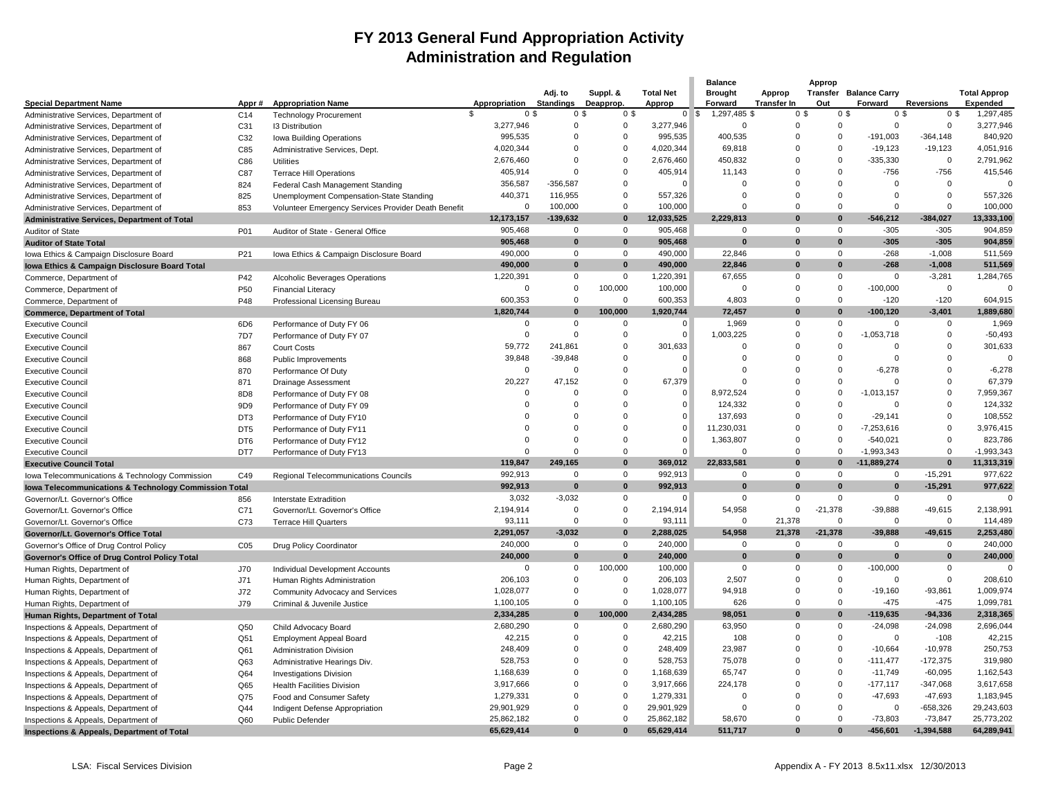# FY 2013 General Fund Appropriation Activity
## Administration and Regulation

| Special Department Name | Appr # | Appropriation Name | Appropriation | Adj. to Standings | Suppl. & Deapprop. | Total Net Approp | Balance Brought Forward | Approp Transfer In | Approp Transfer Out | Balance Carry Forward | Reversions | Total Approp Expended |
|---|---|---|---|---|---|---|---|---|---|---|---|---|
| Administrative Services, Department of | C14 | Technology Procurement | $ 0 | $ 0 | $ 0 | $ 0 | $ 1,297,485 | $ 0 | $ 0 | $ 0 | $ 0 | $ 1,297,485 |
| Administrative Services, Department of | C31 | I3 Distribution | 3,277,946 | 0 | 0 | 3,277,946 | 0 | 0 | 0 | 0 | 0 | 3,277,946 |
| Administrative Services, Department of | C32 | Iowa Building Operations | 995,535 | 0 | 0 | 995,535 | 400,535 | 0 | 0 | -191,003 | -364,148 | 840,920 |
| Administrative Services, Department of | C85 | Administrative Services, Dept. | 4,020,344 | 0 | 0 | 4,020,344 | 69,818 | 0 | 0 | -19,123 | -19,123 | 4,051,916 |
| Administrative Services, Department of | C86 | Utilities | 2,676,460 | 0 | 0 | 2,676,460 | 450,832 | 0 | 0 | -335,330 | 0 | 2,791,962 |
| Administrative Services, Department of | C87 | Terrace Hill Operations | 405,914 | 0 | 0 | 405,914 | 11,143 | 0 | 0 | -756 | -756 | 415,546 |
| Administrative Services, Department of | 824 | Federal Cash Management Standing | 356,587 | -356,587 | 0 | 0 | 0 | 0 | 0 | 0 | 0 | 0 |
| Administrative Services, Department of | 825 | Unemployment Compensation-State Standing | 440,371 | 116,955 | 0 | 557,326 | 0 | 0 | 0 | 0 | 0 | 557,326 |
| Administrative Services, Department of | 853 | Volunteer Emergency Services Provider Death Benefit | 0 | 100,000 | 0 | 100,000 | 0 | 0 | 0 | 0 | 0 | 100,000 |
| **Administrative Services, Department of Total** | | | **12,173,157** | **-139,632** | **0** | **12,033,525** | **2,229,813** | **0** | **0** | **-546,212** | **-384,027** | **13,333,100** |
| Auditor of State | P01 | Auditor of State - General Office | 905,468 | 0 | 0 | 905,468 | 0 | 0 | 0 | -305 | -305 | 904,859 |
| **Auditor of State Total** | | | **905,468** | **0** | **0** | **905,468** | **0** | **0** | **0** | **-305** | **-305** | **904,859** |
| Iowa Ethics & Campaign Disclosure Board | P21 | Iowa Ethics & Campaign Disclosure Board | 490,000 | 0 | 0 | 490,000 | 22,846 | 0 | 0 | -268 | -1,008 | 511,569 |
| **Iowa Ethics & Campaign Disclosure Board Total** | | | **490,000** | **0** | **0** | **490,000** | **22,846** | **0** | **0** | **-268** | **-1,008** | **511,569** |
| Commerce, Department of | P42 | Alcoholic Beverages Operations | 1,220,391 | 0 | 0 | 1,220,391 | 67,655 | 0 | 0 | 0 | -3,281 | 1,284,765 |
| Commerce, Department of | P50 | Financial Literacy | 0 | 0 | 100,000 | 100,000 | 0 | 0 | 0 | -100,000 | 0 | 0 |
| Commerce, Department of | P48 | Professional Licensing Bureau | 600,353 | 0 | 0 | 600,353 | 4,803 | 0 | 0 | -120 | -120 | 604,915 |
| **Commerce, Department of Total** | | | **1,820,744** | **0** | **100,000** | **1,920,744** | **72,457** | **0** | **0** | **-100,120** | **-3,401** | **1,889,680** |
| Executive Council | 6D6 | Performance of Duty FY 06 | 0 | 0 | 0 | 0 | 1,969 | 0 | 0 | 0 | 0 | 1,969 |
| Executive Council | 7D7 | Performance of Duty FY 07 | 0 | 0 | 0 | 0 | 1,003,225 | 0 | 0 | -1,053,718 | 0 | -50,493 |
| Executive Council | 867 | Court Costs | 59,772 | 241,861 | 0 | 301,633 | 0 | 0 | 0 | 0 | 0 | 301,633 |
| Executive Council | 868 | Public Improvements | 39,848 | -39,848 | 0 | 0 | 0 | 0 | 0 | 0 | 0 | 0 |
| Executive Council | 870 | Performance Of Duty | 0 | 0 | 0 | 0 | 0 | 0 | 0 | -6,278 | 0 | -6,278 |
| Executive Council | 871 | Drainage Assessment | 20,227 | 47,152 | 0 | 67,379 | 0 | 0 | 0 | 0 | 0 | 67,379 |
| Executive Council | 8D8 | Performance of Duty FY 08 | 0 | 0 | 0 | 0 | 8,972,524 | 0 | 0 | -1,013,157 | 0 | 7,959,367 |
| Executive Council | 9D9 | Performance of Duty FY 09 | 0 | 0 | 0 | 0 | 124,332 | 0 | 0 | 0 | 0 | 124,332 |
| Executive Council | DT3 | Performance of Duty FY10 | 0 | 0 | 0 | 0 | 137,693 | 0 | 0 | -29,141 | 0 | 108,552 |
| Executive Council | DT5 | Performance of Duty FY11 | 0 | 0 | 0 | 0 | 11,230,031 | 0 | 0 | -7,253,616 | 0 | 3,976,415 |
| Executive Council | DT6 | Performance of Duty FY12 | 0 | 0 | 0 | 0 | 1,363,807 | 0 | 0 | -540,021 | 0 | 823,786 |
| Executive Council | DT7 | Performance of Duty FY13 | 0 | 0 | 0 | 0 | 0 | 0 | 0 | -1,993,343 | 0 | -1,993,343 |
| **Executive Council Total** | | | **119,847** | **249,165** | **0** | **369,012** | **22,833,581** | **0** | **0** | **-11,889,274** | **0** | **11,313,319** |
| Iowa Telecommunications & Technology Commission | C49 | Regional Telecommunications Councils | 992,913 | 0 | 0 | 992,913 | 0 | 0 | 0 | 0 | -15,291 | 977,622 |
| **Iowa Telecommunications & Technology Commission Total** | | | **992,913** | **0** | **0** | **992,913** | **0** | **0** | **0** | **0** | **-15,291** | **977,622** |
| Governor/Lt. Governor's Office | 856 | Interstate Extradition | 3,032 | -3,032 | 0 | 0 | 0 | 0 | 0 | 0 | 0 | 0 |
| Governor/Lt. Governor's Office | C71 | Governor/Lt. Governor's Office | 2,194,914 | 0 | 0 | 2,194,914 | 54,958 | 0 | -21,378 | -39,888 | -49,615 | 2,138,991 |
| Governor/Lt. Governor's Office | C73 | Terrace Hill Quarters | 93,111 | 0 | 0 | 93,111 | 0 | 21,378 | 0 | 0 | 0 | 114,489 |
| **Governor/Lt. Governor's Office Total** | | | **2,291,057** | **-3,032** | **0** | **2,288,025** | **54,958** | **21,378** | **-21,378** | **-39,888** | **-49,615** | **2,253,480** |
| Governor's Office of Drug Control Policy | C05 | Drug Policy Coordinator | 240,000 | 0 | 0 | 240,000 | 0 | 0 | 0 | 0 | 0 | 240,000 |
| **Governor's Office of Drug Control Policy Total** | | | **240,000** | **0** | **0** | **240,000** | **0** | **0** | **0** | **0** | **0** | **240,000** |
| Human Rights, Department of | J70 | Individual Development Accounts | 0 | 0 | 100,000 | 100,000 | 0 | 0 | 0 | -100,000 | 0 | 0 |
| Human Rights, Department of | J71 | Human Rights Administration | 206,103 | 0 | 0 | 206,103 | 2,507 | 0 | 0 | 0 | 0 | 208,610 |
| Human Rights, Department of | J72 | Community Advocacy and Services | 1,028,077 | 0 | 0 | 1,028,077 | 94,918 | 0 | 0 | -19,160 | -93,861 | 1,009,974 |
| Human Rights, Department of | J79 | Criminal & Juvenile Justice | 1,100,105 | 0 | 0 | 1,100,105 | 626 | 0 | 0 | -475 | -475 | 1,099,781 |
| **Human Rights, Department of Total** | | | **2,334,285** | **0** | **100,000** | **2,434,285** | **98,051** | **0** | **0** | **-119,635** | **-94,336** | **2,318,365** |
| Inspections & Appeals, Department of | Q50 | Child Advocacy Board | 2,680,290 | 0 | 0 | 2,680,290 | 63,950 | 0 | 0 | -24,098 | -24,098 | 2,696,044 |
| Inspections & Appeals, Department of | Q51 | Employment Appeal Board | 42,215 | 0 | 0 | 42,215 | 108 | 0 | 0 | 0 | -108 | 42,215 |
| Inspections & Appeals, Department of | Q61 | Administration Division | 248,409 | 0 | 0 | 248,409 | 23,987 | 0 | 0 | -10,664 | -10,978 | 250,753 |
| Inspections & Appeals, Department of | Q63 | Administrative Hearings Div. | 528,753 | 0 | 0 | 528,753 | 75,078 | 0 | 0 | -111,477 | -172,375 | 319,980 |
| Inspections & Appeals, Department of | Q64 | Investigations Division | 1,168,639 | 0 | 0 | 1,168,639 | 65,747 | 0 | 0 | -11,749 | -60,095 | 1,162,543 |
| Inspections & Appeals, Department of | Q65 | Health Facilities Division | 3,917,666 | 0 | 0 | 3,917,666 | 224,178 | 0 | 0 | -177,117 | -347,068 | 3,617,658 |
| Inspections & Appeals, Department of | Q75 | Food and Consumer Safety | 1,279,331 | 0 | 0 | 1,279,331 | 0 | 0 | 0 | -47,693 | -47,693 | 1,183,945 |
| Inspections & Appeals, Department of | Q44 | Indigent Defense Appropriation | 29,901,929 | 0 | 0 | 29,901,929 | 0 | 0 | 0 | 0 | -658,326 | 29,243,603 |
| Inspections & Appeals, Department of | Q60 | Public Defender | 25,862,182 | 0 | 0 | 25,862,182 | 58,670 | 0 | 0 | -73,803 | -73,847 | 25,773,202 |
| **Inspections & Appeals, Department of Total** | | | **65,629,414** | **0** | **0** | **65,629,414** | **511,717** | **0** | **0** | **-456,601** | **-1,394,588** | **64,289,941** |

LSA: Fiscal Services Division | Appendix A - FY 2013 8.5x11.xlsx 12/30/2013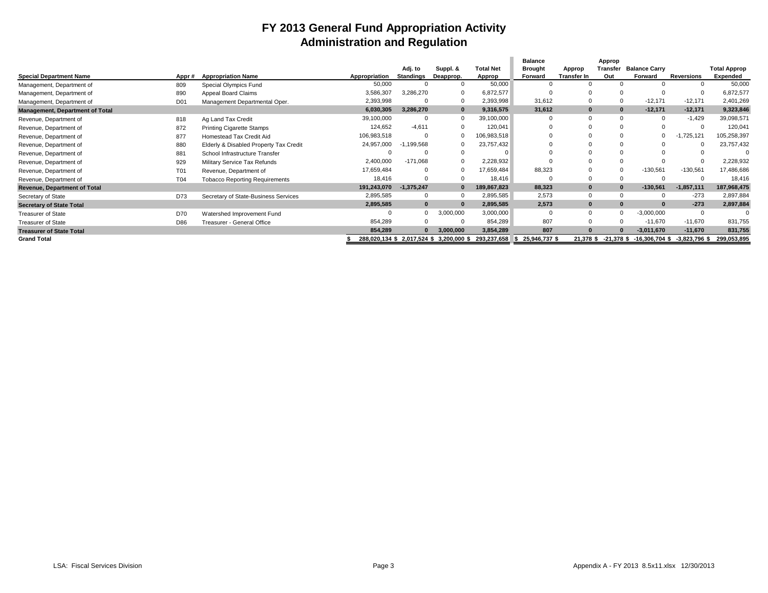# FY 2013 General Fund Appropriation Activity
## Administration and Regulation

| Special Department Name | Appr # | Appropriation Name | Appropriation | Adj. to Standings | Suppl. & Deapprop. | Total Net Approp | Balance Brought Forward | Approp Transfer In | Approp Transfer Out | Balance Carry Forward | Reversions | Total Approp Expended |
|---|---|---|---|---|---|---|---|---|---|---|---|---|
| Management, Department of | 809 | Special Olympics Fund | 50,000 | 0 | 0 | 50,000 | 0 | 0 | 0 | 0 | 0 | 50,000 |
| Management, Department of | 890 | Appeal Board Claims | 3,586,307 | 3,286,270 | 0 | 6,872,577 | 0 | 0 | 0 | 0 | 0 | 6,872,577 |
| Management, Department of | D01 | Management Departmental Oper. | 2,393,998 | 0 | 0 | 2,393,998 | 31,612 | 0 | 0 | -12,171 | -12,171 | 2,401,269 |
| **Management, Department of Total** | | | **6,030,305** | **3,286,270** | **0** | **9,316,575** | **31,612** | **0** | **0** | **-12,171** | **-12,171** | **9,323,846** |
| Revenue, Department of | 818 | Ag Land Tax Credit | 39,100,000 | 0 | 0 | 39,100,000 | 0 | 0 | 0 | 0 | -1,429 | 39,098,571 |
| Revenue, Department of | 872 | Printing Cigarette Stamps | 124,652 | -4,611 | 0 | 120,041 | 0 | 0 | 0 | 0 | 0 | 120,041 |
| Revenue, Department of | 877 | Homestead Tax Credit Aid | 106,983,518 | 0 | 0 | 106,983,518 | 0 | 0 | 0 | 0 | -1,725,121 | 105,258,397 |
| Revenue, Department of | 880 | Elderly & Disabled Property Tax Credit | 24,957,000 | -1,199,568 | 0 | 23,757,432 | 0 | 0 | 0 | 0 | 0 | 23,757,432 |
| Revenue, Department of | 881 | School Infrastructure Transfer | 0 | 0 | 0 | 0 | 0 | 0 | 0 | 0 | 0 | 0 |
| Revenue, Department of | 929 | Military Service Tax Refunds | 2,400,000 | -171,068 | 0 | 2,228,932 | 0 | 0 | 0 | 0 | 0 | 2,228,932 |
| Revenue, Department of | T01 | Revenue, Department of | 17,659,484 | 0 | 0 | 17,659,484 | 88,323 | 0 | 0 | -130,561 | -130,561 | 17,486,686 |
| Revenue, Department of | T04 | Tobacco Reporting Requirements | 18,416 | 0 | 0 | 18,416 | 0 | 0 | 0 | 0 | 0 | 18,416 |
| **Revenue, Department of Total** | | | **191,243,070** | **-1,375,247** | **0** | **189,867,823** | **88,323** | **0** | **0** | **-130,561** | **-1,857,111** | **187,968,475** |
| Secretary of State | D73 | Secretary of State-Business Services | 2,895,585 | 0 | 0 | 2,895,585 | 2,573 | 0 | 0 | 0 | -273 | 2,897,884 |
| **Secretary of State Total** | | | **2,895,585** | **0** | **0** | **2,895,585** | **2,573** | **0** | **0** | **0** | **-273** | **2,897,884** |
| Treasurer of State | D70 | Watershed Improvement Fund | 0 | 0 | 3,000,000 | 3,000,000 | 0 | 0 | 0 | -3,000,000 | 0 | 0 |
| Treasurer of State | D86 | Treasurer - General Office | 854,289 | 0 | 0 | 854,289 | 807 | 0 | 0 | -11,670 | -11,670 | 831,755 |
| **Treasurer of State Total** | | | **854,289** | **0** | **3,000,000** | **3,854,289** | **807** | **0** | **0** | **-3,011,670** | **-11,670** | **831,755** |
| **Grand Total** | | | **$ 288,020,134** | **$ 2,017,524** | **$ 3,200,000** | **$ 293,237,658** | **$ 25,946,737** | **$ 21,378** | **$ -21,378** | **$ -16,306,704** | **$ -3,823,796** | **$ 299,053,895** |

LSA: Fiscal Services Division | Appendix A - FY 2013 8.5x11.xlsx 12/30/2013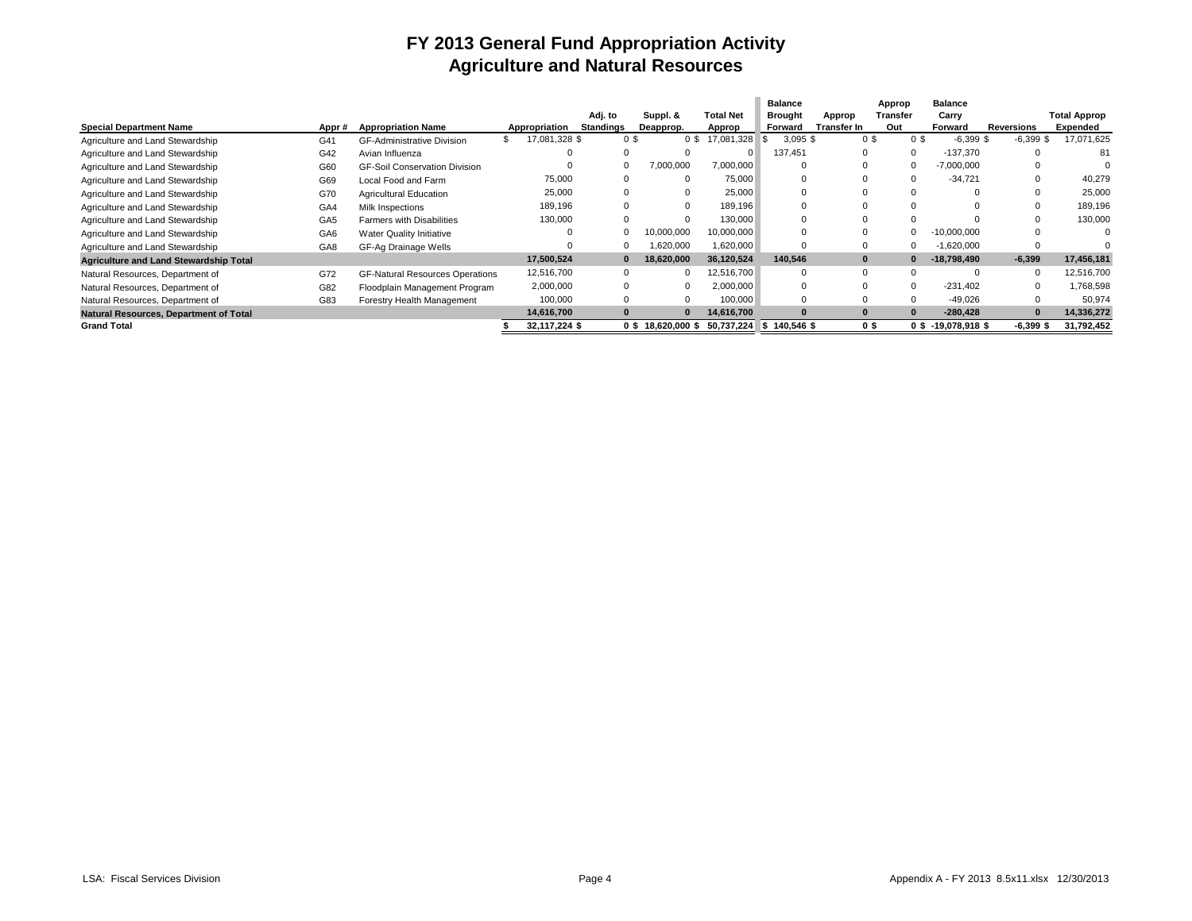# FY 2013 General Fund Appropriation Activity
## Agriculture and Natural Resources

| Special Department Name | Appr # | Appropriation Name | Appropriation | Adj. to Standings | Suppl. & Deapprop. | Total Net Approp | Balance Brought Forward | Approp Transfer In | Approp Transfer Out | Balance Carry Forward | Reversions | Total Approp Expended |
|---|---|---|---|---|---|---|---|---|---|---|---|---|
| Agriculture and Land Stewardship | G41 | GF-Administrative Division | $ 17,081,328 $ | 0 $ | 0 $ | 17,081,328 | $ 3,095 $ | 0 $ | 0 $ | -6,399 $ | -6,399 $ | 17,071,625 |
| Agriculture and Land Stewardship | G42 | Avian Influenza | 0 | 0 | 0 | 0 | 137,451 | 0 | 0 | -137,370 | 0 | 81 |
| Agriculture and Land Stewardship | G60 | GF-Soil Conservation Division | 0 | 0 | 7,000,000 | 7,000,000 | 0 | 0 | 0 | -7,000,000 | 0 | 0 |
| Agriculture and Land Stewardship | G69 | Local Food and Farm | 75,000 | 0 | 0 | 75,000 | 0 | 0 | 0 | -34,721 | 0 | 40,279 |
| Agriculture and Land Stewardship | G70 | Agricultural Education | 25,000 | 0 | 0 | 25,000 | 0 | 0 | 0 | 0 | 0 | 25,000 |
| Agriculture and Land Stewardship | GA4 | Milk Inspections | 189,196 | 0 | 0 | 189,196 | 0 | 0 | 0 | 0 | 0 | 189,196 |
| Agriculture and Land Stewardship | GA5 | Farmers with Disabilities | 130,000 | 0 | 0 | 130,000 | 0 | 0 | 0 | 0 | 0 | 130,000 |
| Agriculture and Land Stewardship | GA6 | Water Quality Initiative | 0 | 0 | 10,000,000 | 10,000,000 | 0 | 0 | 0 | -10,000,000 | 0 | 0 |
| Agriculture and Land Stewardship | GA8 | GF-Ag Drainage Wells | 0 | 0 | 1,620,000 | 1,620,000 | 0 | 0 | 0 | -1,620,000 | 0 | 0 |
| **Agriculture and Land Stewardship Total** | | | **17,500,524** | **0** | **18,620,000** | **36,120,524** | **140,546** | **0** | **0** | **-18,798,490** | **-6,399** | **17,456,181** |
| Natural Resources, Department of | G72 | GF-Natural Resources Operations | 12,516,700 | 0 | 0 | 12,516,700 | 0 | 0 | 0 | 0 | 0 | 12,516,700 |
| Natural Resources, Department of | G82 | Floodplain Management Program | 2,000,000 | 0 | 0 | 2,000,000 | 0 | 0 | 0 | -231,402 | 0 | 1,768,598 |
| Natural Resources, Department of | G83 | Forestry Health Management | 100,000 | 0 | 0 | 100,000 | 0 | 0 | 0 | -49,026 | 0 | 50,974 |
| **Natural Resources, Department of Total** | | | **14,616,700** | **0** | **0** | **14,616,700** | **0** | **0** | **0** | **-280,428** | **0** | **14,336,272** |
| **Grand Total** | | | **$ 32,117,224 $** | **0 $** | **18,620,000 $** | **50,737,224** | **$ 140,546 $** | **0 $** | **0 $** | **-19,078,918 $** | **-6,399 $** | **31,792,452** |

LSA: Fiscal Services Division — Appendix A - FY 2013 8.5x11.xlsx 12/30/2013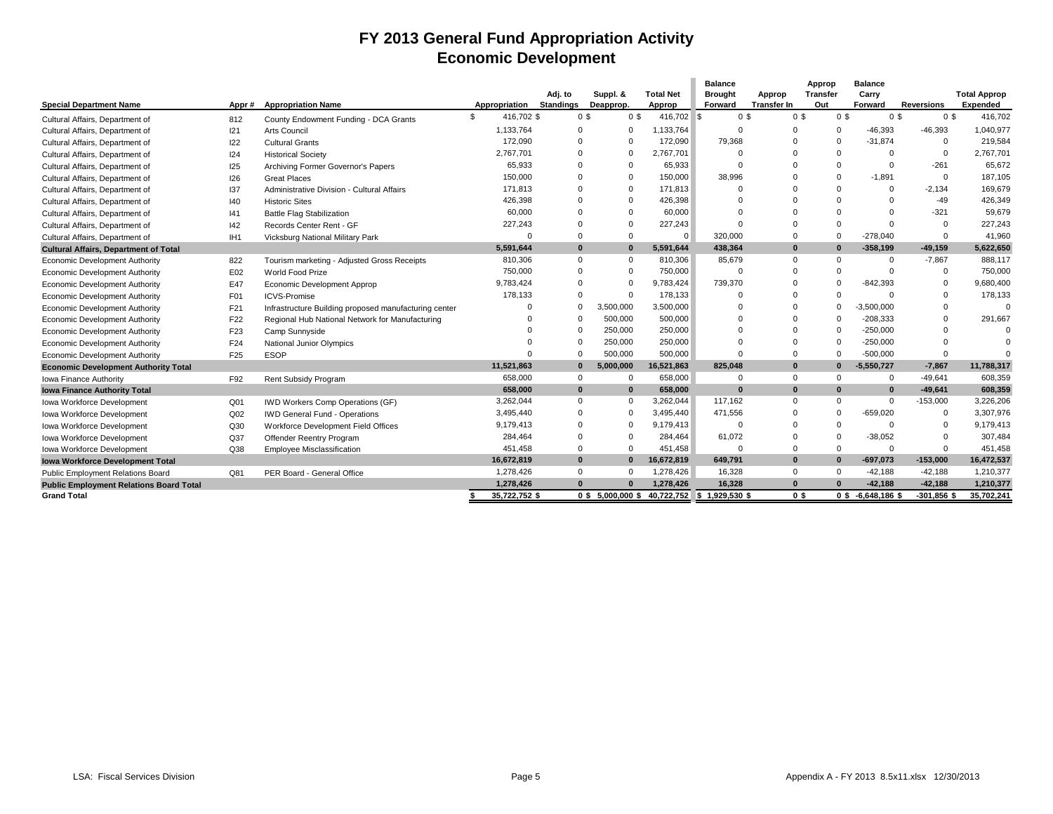# FY 2013 General Fund Appropriation Activity
## Economic Development

| Special Department Name | Appr # | Appropriation Name | Appropriation | Adj. to Standings | Suppl. & Deapprop. | Total Net Approp | Balance Brought Forward | Approp Transfer In | Approp Transfer Out | Balance Carry Forward | Reversions | Total Approp Expended |
|---|---|---|---|---|---|---|---|---|---|---|---|---|
| Cultural Affairs, Department of | 812 | County Endowment Funding - DCA Grants | $ 416,702 $ | 0 $ | 0 $ | 416,702 $ | 0 $ | 0 $ | 0 $ | 0 $ | 0 $ | 416,702 |
| Cultural Affairs, Department of | I21 | Arts Council | 1,133,764 | 0 | 0 | 1,133,764 | 0 | 0 | 0 | -46,393 | -46,393 | 1,040,977 |
| Cultural Affairs, Department of | I22 | Cultural Grants | 172,090 | 0 | 0 | 172,090 | 79,368 | 0 | 0 | -31,874 | 0 | 219,584 |
| Cultural Affairs, Department of | I24 | Historical Society | 2,767,701 | 0 | 0 | 2,767,701 | 0 | 0 | 0 | 0 | 0 | 2,767,701 |
| Cultural Affairs, Department of | I25 | Archiving Former Governor's Papers | 65,933 | 0 | 0 | 65,933 | 0 | 0 | 0 | 0 | -261 | 65,672 |
| Cultural Affairs, Department of | I26 | Great Places | 150,000 | 0 | 0 | 150,000 | 38,996 | 0 | 0 | -1,891 | 0 | 187,105 |
| Cultural Affairs, Department of | I37 | Administrative Division - Cultural Affairs | 171,813 | 0 | 0 | 171,813 | 0 | 0 | 0 | 0 | -2,134 | 169,679 |
| Cultural Affairs, Department of | I40 | Historic Sites | 426,398 | 0 | 0 | 426,398 | 0 | 0 | 0 | 0 | -49 | 426,349 |
| Cultural Affairs, Department of | I41 | Battle Flag Stabilization | 60,000 | 0 | 0 | 60,000 | 0 | 0 | 0 | 0 | -321 | 59,679 |
| Cultural Affairs, Department of | I42 | Records Center Rent - GF | 227,243 | 0 | 0 | 227,243 | 0 | 0 | 0 | 0 | 0 | 227,243 |
| Cultural Affairs, Department of | IH1 | Vicksburg National Military Park | 0 | 0 | 0 | 0 | 320,000 | 0 | 0 | -278,040 | 0 | 41,960 |
| **Cultural Affairs, Department of Total** | | | **5,591,644** | **0** | **0** | **5,591,644** | **438,364** | **0** | **0** | **-358,199** | **-49,159** | **5,622,650** |
| Economic Development Authority | 822 | Tourism marketing - Adjusted Gross Receipts | 810,306 | 0 | 0 | 810,306 | 85,679 | 0 | 0 | 0 | -7,867 | 888,117 |
| Economic Development Authority | E02 | World Food Prize | 750,000 | 0 | 0 | 750,000 | 0 | 0 | 0 | 0 | 0 | 750,000 |
| Economic Development Authority | E47 | Economic Development Approp | 9,783,424 | 0 | 0 | 9,783,424 | 739,370 | 0 | 0 | -842,393 | 0 | 9,680,400 |
| Economic Development Authority | F01 | ICVS-Promise | 178,133 | 0 | 0 | 178,133 | 0 | 0 | 0 | 0 | 0 | 178,133 |
| Economic Development Authority | F21 | Infrastructure Building proposed manufacturing center | 0 | 0 | 3,500,000 | 3,500,000 | 0 | 0 | 0 | -3,500,000 | 0 | 0 |
| Economic Development Authority | F22 | Regional Hub National Network for Manufacturing | 0 | 0 | 500,000 | 500,000 | 0 | 0 | 0 | -208,333 | 0 | 291,667 |
| Economic Development Authority | F23 | Camp Sunnyside | 0 | 0 | 250,000 | 250,000 | 0 | 0 | 0 | -250,000 | 0 | 0 |
| Economic Development Authority | F24 | National Junior Olympics | 0 | 0 | 250,000 | 250,000 | 0 | 0 | 0 | -250,000 | 0 | 0 |
| Economic Development Authority | F25 | ESOP | 0 | 0 | 500,000 | 500,000 | 0 | 0 | 0 | -500,000 | 0 | 0 |
| **Economic Development Authority Total** | | | **11,521,863** | **0** | **5,000,000** | **16,521,863** | **825,048** | **0** | **0** | **-5,550,727** | **-7,867** | **11,788,317** |
| Iowa Finance Authority | F92 | Rent Subsidy Program | 658,000 | 0 | 0 | 658,000 | 0 | 0 | 0 | 0 | -49,641 | 608,359 |
| **Iowa Finance Authority Total** | | | **658,000** | **0** | **0** | **658,000** | **0** | **0** | **0** | **0** | **-49,641** | **608,359** |
| Iowa Workforce Development | Q01 | IWD Workers Comp Operations (GF) | 3,262,044 | 0 | 0 | 3,262,044 | 117,162 | 0 | 0 | 0 | -153,000 | 3,226,206 |
| Iowa Workforce Development | Q02 | IWD General Fund - Operations | 3,495,440 | 0 | 0 | 3,495,440 | 471,556 | 0 | 0 | -659,020 | 0 | 3,307,976 |
| Iowa Workforce Development | Q30 | Workforce Development Field Offices | 9,179,413 | 0 | 0 | 9,179,413 | 0 | 0 | 0 | 0 | 0 | 9,179,413 |
| Iowa Workforce Development | Q37 | Offender Reentry Program | 284,464 | 0 | 0 | 284,464 | 61,072 | 0 | 0 | -38,052 | 0 | 307,484 |
| Iowa Workforce Development | Q38 | Employee Misclassification | 451,458 | 0 | 0 | 451,458 | 0 | 0 | 0 | 0 | 0 | 451,458 |
| **Iowa Workforce Development Total** | | | **16,672,819** | **0** | **0** | **16,672,819** | **649,791** | **0** | **0** | **-697,073** | **-153,000** | **16,472,537** |
| Public Employment Relations Board | Q81 | PER Board - General Office | 1,278,426 | 0 | 0 | 1,278,426 | 16,328 | 0 | 0 | -42,188 | -42,188 | 1,210,377 |
| **Public Employment Relations Board Total** | | | **1,278,426** | **0** | **0** | **1,278,426** | **16,328** | **0** | **0** | **-42,188** | **-42,188** | **1,210,377** |
| **Grand Total** | | | **$ 35,722,752 $** | **0 $** | **5,000,000 $** | **40,722,752** | **$ 1,929,530 $** | **0 $** | **0 $** | **-6,648,186 $** | **-301,856 $** | **35,702,241** |

LSA: Fiscal Services Division

Appendix A - FY 2013 8.5x11.xlsx 12/30/2013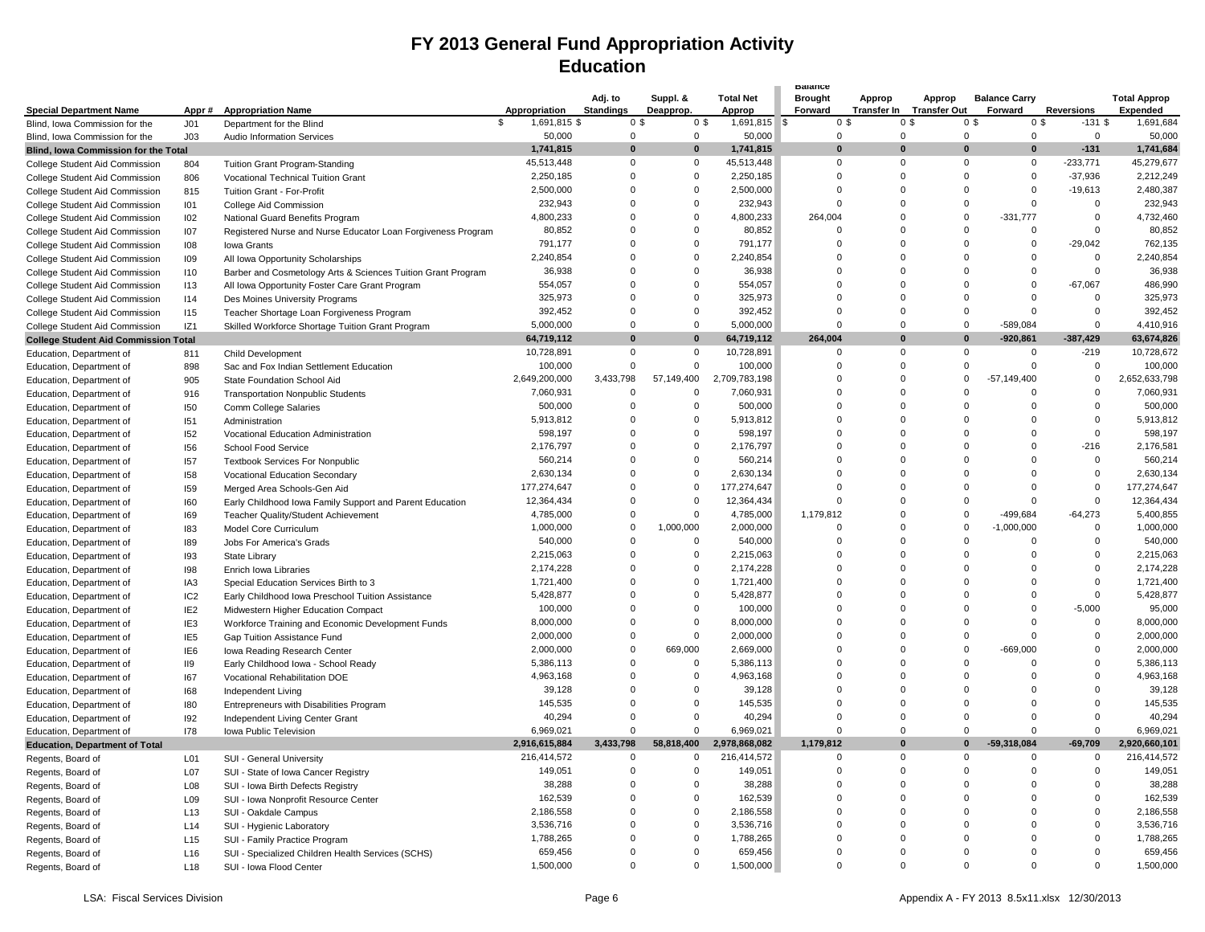# FY 2013 General Fund Appropriation Activity
## Education

| Special Department Name | Appr # | Appropriation Name | Appropriation | Adj. to Standings | Suppl. & Deapprop. | Total Net Approp | Balance Brought Forward | Approp Transfer In | Approp Transfer Out | Balance Carry Forward | Reversions | Total Approp Expended |
|---|---|---|---|---|---|---|---|---|---|---|---|---|
| Blind, Iowa Commission for the | J01 | Department for the Blind | $ 1,691,815 | $ 0 | $ 0 | $ 1,691,815 | $ 0 | $ 0 | $ 0 | $ 0 | $ -131 | $ 1,691,684 |
| Blind, Iowa Commission for the | J03 | Audio Information Services | 50,000 | 0 | 0 | 50,000 | 0 | 0 | 0 | 0 | 0 | 50,000 |
| **Blind, Iowa Commission for the Total** | | | **1,741,815** | **0** | **0** | **1,741,815** | **0** | **0** | **0** | **0** | **-131** | **1,741,684** |
| College Student Aid Commission | 804 | Tuition Grant Program-Standing | 45,513,448 | 0 | 0 | 45,513,448 | 0 | 0 | 0 | 0 | -233,771 | 45,279,677 |
| College Student Aid Commission | 806 | Vocational Technical Tuition Grant | 2,250,185 | 0 | 0 | 2,250,185 | 0 | 0 | 0 | 0 | -37,936 | 2,212,249 |
| College Student Aid Commission | 815 | Tuition Grant - For-Profit | 2,500,000 | 0 | 0 | 2,500,000 | 0 | 0 | 0 | 0 | -19,613 | 2,480,387 |
| College Student Aid Commission | I01 | College Aid Commission | 232,943 | 0 | 0 | 232,943 | 0 | 0 | 0 | 0 | 0 | 232,943 |
| College Student Aid Commission | I02 | National Guard Benefits Program | 4,800,233 | 0 | 0 | 4,800,233 | 264,004 | 0 | 0 | -331,777 | 0 | 4,732,460 |
| College Student Aid Commission | I07 | Registered Nurse and Nurse Educator Loan Forgiveness Program | 80,852 | 0 | 0 | 80,852 | 0 | 0 | 0 | 0 | 0 | 80,852 |
| College Student Aid Commission | I08 | Iowa Grants | 791,177 | 0 | 0 | 791,177 | 0 | 0 | 0 | 0 | -29,042 | 762,135 |
| College Student Aid Commission | I09 | All Iowa Opportunity Scholarships | 2,240,854 | 0 | 0 | 2,240,854 | 0 | 0 | 0 | 0 | 0 | 2,240,854 |
| College Student Aid Commission | I10 | Barber and Cosmetology Arts & Sciences Tuition Grant Program | 36,938 | 0 | 0 | 36,938 | 0 | 0 | 0 | 0 | 0 | 36,938 |
| College Student Aid Commission | I13 | All Iowa Opportunity Foster Care Grant Program | 554,057 | 0 | 0 | 554,057 | 0 | 0 | 0 | 0 | -67,067 | 486,990 |
| College Student Aid Commission | I14 | Des Moines University Programs | 325,973 | 0 | 0 | 325,973 | 0 | 0 | 0 | 0 | 0 | 325,973 |
| College Student Aid Commission | I15 | Teacher Shortage Loan Forgiveness Program | 392,452 | 0 | 0 | 392,452 | 0 | 0 | 0 | 0 | 0 | 392,452 |
| College Student Aid Commission | IZ1 | Skilled Workforce Shortage Tuition Grant Program | 5,000,000 | 0 | 0 | 5,000,000 | 0 | 0 | 0 | -589,084 | 0 | 4,410,916 |
| **College Student Aid Commission Total** | | | **64,719,112** | **0** | **0** | **64,719,112** | **264,004** | **0** | **0** | **-920,861** | **-387,429** | **63,674,826** |
| Education, Department of | 811 | Child Development | 10,728,891 | 0 | 0 | 10,728,891 | 0 | 0 | 0 | 0 | -219 | 10,728,672 |
| Education, Department of | 898 | Sac and Fox Indian Settlement Education | 100,000 | 0 | 0 | 100,000 | 0 | 0 | 0 | 0 | 0 | 100,000 |
| Education, Department of | 905 | State Foundation School Aid | 2,649,200,000 | 3,433,798 | 57,149,400 | 2,709,783,198 | 0 | 0 | 0 | -57,149,400 | 0 | 2,652,633,798 |
| Education, Department of | 916 | Transportation Nonpublic Students | 7,060,931 | 0 | 0 | 7,060,931 | 0 | 0 | 0 | 0 | 0 | 7,060,931 |
| Education, Department of | I50 | Comm College Salaries | 500,000 | 0 | 0 | 500,000 | 0 | 0 | 0 | 0 | 0 | 500,000 |
| Education, Department of | I51 | Administration | 5,913,812 | 0 | 0 | 5,913,812 | 0 | 0 | 0 | 0 | 0 | 5,913,812 |
| Education, Department of | I52 | Vocational Education Administration | 598,197 | 0 | 0 | 598,197 | 0 | 0 | 0 | 0 | 0 | 598,197 |
| Education, Department of | I56 | School Food Service | 2,176,797 | 0 | 0 | 2,176,797 | 0 | 0 | 0 | 0 | -216 | 2,176,581 |
| Education, Department of | I57 | Textbook Services For Nonpublic | 560,214 | 0 | 0 | 560,214 | 0 | 0 | 0 | 0 | 0 | 560,214 |
| Education, Department of | I58 | Vocational Education Secondary | 2,630,134 | 0 | 0 | 2,630,134 | 0 | 0 | 0 | 0 | 0 | 2,630,134 |
| Education, Department of | I59 | Merged Area Schools-Gen Aid | 177,274,647 | 0 | 0 | 177,274,647 | 0 | 0 | 0 | 0 | 0 | 177,274,647 |
| Education, Department of | I60 | Early Childhood Iowa Family Support and Parent Education | 12,364,434 | 0 | 0 | 12,364,434 | 0 | 0 | 0 | 0 | 0 | 12,364,434 |
| Education, Department of | I69 | Teacher Quality/Student Achievement | 4,785,000 | 0 | 0 | 4,785,000 | 1,179,812 | 0 | 0 | -499,684 | -64,273 | 5,400,855 |
| Education, Department of | I83 | Model Core Curriculum | 1,000,000 | 0 | 1,000,000 | 2,000,000 | 0 | 0 | 0 | -1,000,000 | 0 | 1,000,000 |
| Education, Department of | I89 | Jobs For America's Grads | 540,000 | 0 | 0 | 540,000 | 0 | 0 | 0 | 0 | 0 | 540,000 |
| Education, Department of | I93 | State Library | 2,215,063 | 0 | 0 | 2,215,063 | 0 | 0 | 0 | 0 | 0 | 2,215,063 |
| Education, Department of | I98 | Enrich Iowa Libraries | 2,174,228 | 0 | 0 | 2,174,228 | 0 | 0 | 0 | 0 | 0 | 2,174,228 |
| Education, Department of | IA3 | Special Education Services Birth to 3 | 1,721,400 | 0 | 0 | 1,721,400 | 0 | 0 | 0 | 0 | 0 | 1,721,400 |
| Education, Department of | IC2 | Early Childhood Iowa Preschool Tuition Assistance | 5,428,877 | 0 | 0 | 5,428,877 | 0 | 0 | 0 | 0 | 0 | 5,428,877 |
| Education, Department of | IE2 | Midwestern Higher Education Compact | 100,000 | 0 | 0 | 100,000 | 0 | 0 | 0 | 0 | -5,000 | 95,000 |
| Education, Department of | IE3 | Workforce Training and Economic Development Funds | 8,000,000 | 0 | 0 | 8,000,000 | 0 | 0 | 0 | 0 | 0 | 8,000,000 |
| Education, Department of | IE5 | Gap Tuition Assistance Fund | 2,000,000 | 0 | 0 | 2,000,000 | 0 | 0 | 0 | 0 | 0 | 2,000,000 |
| Education, Department of | IE6 | Iowa Reading Research Center | 2,000,000 | 0 | 669,000 | 2,669,000 | 0 | 0 | 0 | -669,000 | 0 | 2,000,000 |
| Education, Department of | II9 | Early Childhood Iowa - School Ready | 5,386,113 | 0 | 0 | 5,386,113 | 0 | 0 | 0 | 0 | 0 | 5,386,113 |
| Education, Department of | I67 | Vocational Rehabilitation DOE | 4,963,168 | 0 | 0 | 4,963,168 | 0 | 0 | 0 | 0 | 0 | 4,963,168 |
| Education, Department of | I68 | Independent Living | 39,128 | 0 | 0 | 39,128 | 0 | 0 | 0 | 0 | 0 | 39,128 |
| Education, Department of | I80 | Entrepreneurs with Disabilities Program | 145,535 | 0 | 0 | 145,535 | 0 | 0 | 0 | 0 | 0 | 145,535 |
| Education, Department of | I92 | Independent Living Center Grant | 40,294 | 0 | 0 | 40,294 | 0 | 0 | 0 | 0 | 0 | 40,294 |
| Education, Department of | I78 | Iowa Public Television | 6,969,021 | 0 | 0 | 6,969,021 | 0 | 0 | 0 | 0 | 0 | 6,969,021 |
| **Education, Department of Total** | | | **2,916,615,884** | **3,433,798** | **58,818,400** | **2,978,868,082** | **1,179,812** | **0** | **0** | **-59,318,084** | **-69,709** | **2,920,660,101** |
| Regents, Board of | L01 | SUI - General University | 216,414,572 | 0 | 0 | 216,414,572 | 0 | 0 | 0 | 0 | 0 | 216,414,572 |
| Regents, Board of | L07 | SUI - State of Iowa Cancer Registry | 149,051 | 0 | 0 | 149,051 | 0 | 0 | 0 | 0 | 0 | 149,051 |
| Regents, Board of | L08 | SUI - Iowa Birth Defects Registry | 38,288 | 0 | 0 | 38,288 | 0 | 0 | 0 | 0 | 0 | 38,288 |
| Regents, Board of | L09 | SUI - Iowa Nonprofit Resource Center | 162,539 | 0 | 0 | 162,539 | 0 | 0 | 0 | 0 | 0 | 162,539 |
| Regents, Board of | L13 | SUI - Oakdale Campus | 2,186,558 | 0 | 0 | 2,186,558 | 0 | 0 | 0 | 0 | 0 | 2,186,558 |
| Regents, Board of | L14 | SUI - Hygienic Laboratory | 3,536,716 | 0 | 0 | 3,536,716 | 0 | 0 | 0 | 0 | 0 | 3,536,716 |
| Regents, Board of | L15 | SUI - Family Practice Program | 1,788,265 | 0 | 0 | 1,788,265 | 0 | 0 | 0 | 0 | 0 | 1,788,265 |
| Regents, Board of | L16 | SUI - Specialized Children Health Services (SCHS) | 659,456 | 0 | 0 | 659,456 | 0 | 0 | 0 | 0 | 0 | 659,456 |
| Regents, Board of | L18 | SUI - Iowa Flood Center | 1,500,000 | 0 | 0 | 1,500,000 | 0 | 0 | 0 | 0 | 0 | 1,500,000 |

LSA: Fiscal Services Division | Appendix A - FY 2013 8.5x11.xlsx 12/30/2013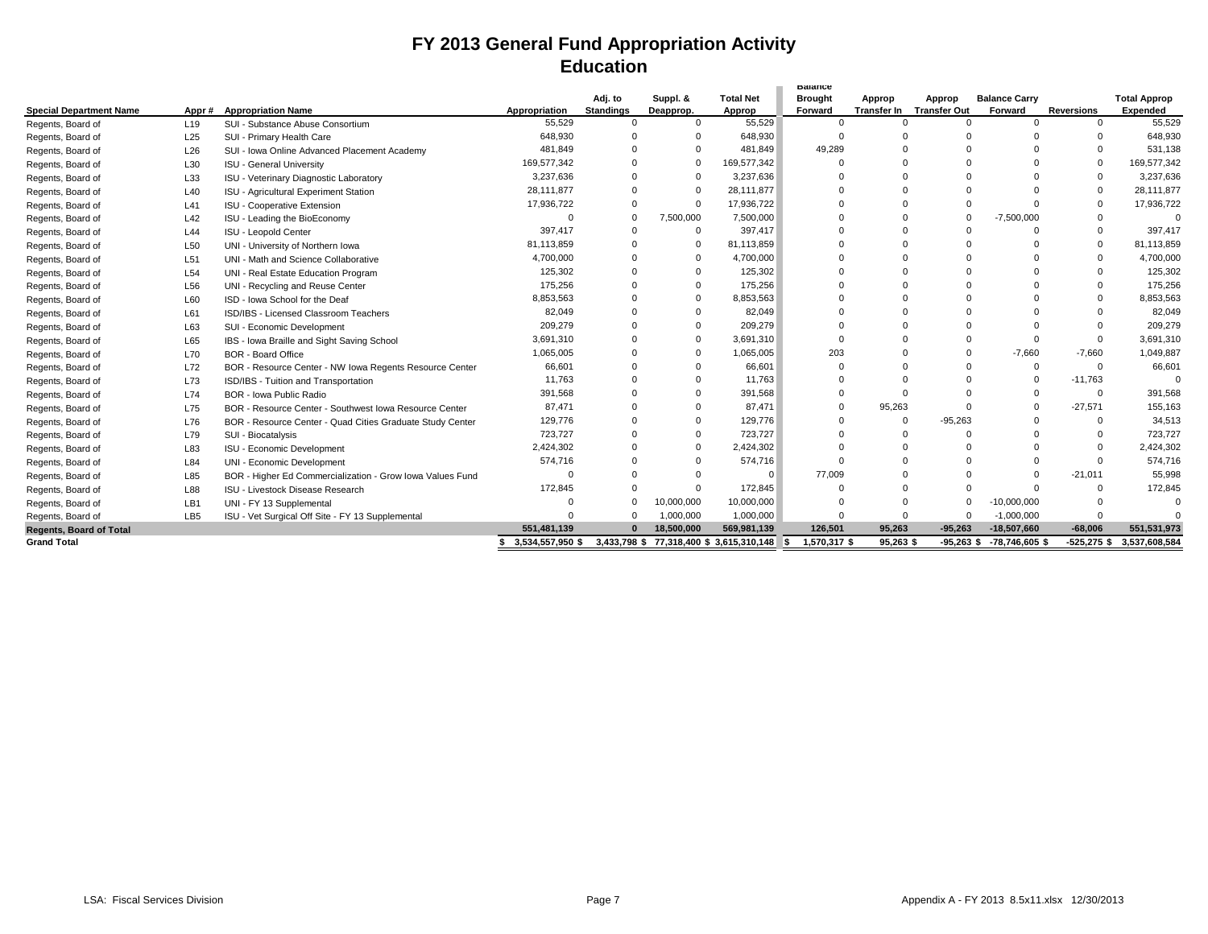# FY 2013 General Fund Appropriation Activity
## Education

| Special Department Name | Appr # | Appropriation Name | Appropriation | Adj. to Standings | Suppl. & Deapprop. | Total Net Approp | Balance Brought Forward | Approp Transfer In | Approp Transfer Out | Balance Carry Forward | Reversions | Total Approp Expended |
|---|---|---|---|---|---|---|---|---|---|---|---|---|
| Regents, Board of | L19 | SUI - Substance Abuse Consortium | 55,529 | 0 | 0 | 55,529 | 0 | 0 | 0 | 0 | 0 | 55,529 |
| Regents, Board of | L25 | SUI - Primary Health Care | 648,930 | 0 | 0 | 648,930 | 0 | 0 | 0 | 0 | 0 | 648,930 |
| Regents, Board of | L26 | SUI - Iowa Online Advanced Placement Academy | 481,849 | 0 | 0 | 481,849 | 49,289 | 0 | 0 | 0 | 0 | 531,138 |
| Regents, Board of | L30 | ISU - General University | 169,577,342 | 0 | 0 | 169,577,342 | 0 | 0 | 0 | 0 | 0 | 169,577,342 |
| Regents, Board of | L33 | ISU - Veterinary Diagnostic Laboratory | 3,237,636 | 0 | 0 | 3,237,636 | 0 | 0 | 0 | 0 | 0 | 3,237,636 |
| Regents, Board of | L40 | ISU - Agricultural Experiment Station | 28,111,877 | 0 | 0 | 28,111,877 | 0 | 0 | 0 | 0 | 0 | 28,111,877 |
| Regents, Board of | L41 | ISU - Cooperative Extension | 17,936,722 | 0 | 0 | 17,936,722 | 0 | 0 | 0 | 0 | 0 | 17,936,722 |
| Regents, Board of | L42 | ISU - Leading the BioEconomy | 0 | 0 | 7,500,000 | 7,500,000 | 0 | 0 | 0 | -7,500,000 | 0 | 0 |
| Regents, Board of | L44 | ISU - Leopold Center | 397,417 | 0 | 0 | 397,417 | 0 | 0 | 0 | 0 | 0 | 397,417 |
| Regents, Board of | L50 | UNI - University of Northern Iowa | 81,113,859 | 0 | 0 | 81,113,859 | 0 | 0 | 0 | 0 | 0 | 81,113,859 |
| Regents, Board of | L51 | UNI - Math and Science Collaborative | 4,700,000 | 0 | 0 | 4,700,000 | 0 | 0 | 0 | 0 | 0 | 4,700,000 |
| Regents, Board of | L54 | UNI - Real Estate Education Program | 125,302 | 0 | 0 | 125,302 | 0 | 0 | 0 | 0 | 0 | 125,302 |
| Regents, Board of | L56 | UNI - Recycling and Reuse Center | 175,256 | 0 | 0 | 175,256 | 0 | 0 | 0 | 0 | 0 | 175,256 |
| Regents, Board of | L60 | ISD - Iowa School for the Deaf | 8,853,563 | 0 | 0 | 8,853,563 | 0 | 0 | 0 | 0 | 0 | 8,853,563 |
| Regents, Board of | L61 | ISD/IBS - Licensed Classroom Teachers | 82,049 | 0 | 0 | 82,049 | 0 | 0 | 0 | 0 | 0 | 82,049 |
| Regents, Board of | L63 | SUI - Economic Development | 209,279 | 0 | 0 | 209,279 | 0 | 0 | 0 | 0 | 0 | 209,279 |
| Regents, Board of | L65 | IBS - Iowa Braille and Sight Saving School | 3,691,310 | 0 | 0 | 3,691,310 | 0 | 0 | 0 | 0 | 0 | 3,691,310 |
| Regents, Board of | L70 | BOR - Board Office | 1,065,005 | 0 | 0 | 1,065,005 | 203 | 0 | 0 | -7,660 | -7,660 | 1,049,887 |
| Regents, Board of | L72 | BOR - Resource Center - NW Iowa Regents Resource Center | 66,601 | 0 | 0 | 66,601 | 0 | 0 | 0 | 0 | 0 | 66,601 |
| Regents, Board of | L73 | ISD/IBS - Tuition and Transportation | 11,763 | 0 | 0 | 11,763 | 0 | 0 | 0 | 0 | -11,763 | 0 |
| Regents, Board of | L74 | BOR - Iowa Public Radio | 391,568 | 0 | 0 | 391,568 | 0 | 0 | 0 | 0 | 0 | 391,568 |
| Regents, Board of | L75 | BOR - Resource Center - Southwest Iowa Resource Center | 87,471 | 0 | 0 | 87,471 | 0 | 95,263 | 0 | 0 | -27,571 | 155,163 |
| Regents, Board of | L76 | BOR - Resource Center - Quad Cities Graduate Study Center | 129,776 | 0 | 0 | 129,776 | 0 | 0 | -95,263 | 0 | 0 | 34,513 |
| Regents, Board of | L79 | SUI - Biocatalysis | 723,727 | 0 | 0 | 723,727 | 0 | 0 | 0 | 0 | 0 | 723,727 |
| Regents, Board of | L83 | ISU - Economic Development | 2,424,302 | 0 | 0 | 2,424,302 | 0 | 0 | 0 | 0 | 0 | 2,424,302 |
| Regents, Board of | L84 | UNI - Economic Development | 574,716 | 0 | 0 | 574,716 | 0 | 0 | 0 | 0 | 0 | 574,716 |
| Regents, Board of | L85 | BOR - Higher Ed Commercialization - Grow Iowa Values Fund | 0 | 0 | 0 | 0 | 77,009 | 0 | 0 | 0 | -21,011 | 55,998 |
| Regents, Board of | L88 | ISU - Livestock Disease Research | 172,845 | 0 | 0 | 172,845 | 0 | 0 | 0 | 0 | 0 | 172,845 |
| Regents, Board of | LB1 | UNI - FY 13 Supplemental | 0 | 0 | 10,000,000 | 10,000,000 | 0 | 0 | 0 | -10,000,000 | 0 | 0 |
| Regents, Board of | LB5 | ISU - Vet Surgical Off Site - FY 13 Supplemental | 0 | 0 | 1,000,000 | 1,000,000 | 0 | 0 | 0 | -1,000,000 | 0 | 0 |
| **Regents, Board of Total** | | | **551,481,139** | **0** | **18,500,000** | **569,981,139** | **126,501** | **95,263** | **-95,263** | **-18,507,660** | **-68,006** | **551,531,973** |
| **Grand Total** | | | **$ 3,534,557,950** | **$ 3,433,798** | **$ 77,318,400** | **$ 3,615,310,148** | **$ 1,570,317** | **$ 95,263** | **$ -95,263** | **$ -78,746,605** | **$ -525,275** | **$ 3,537,608,584** |

LSA: Fiscal Services Division

Appendix A - FY 2013 8.5x11.xlsx 12/30/2013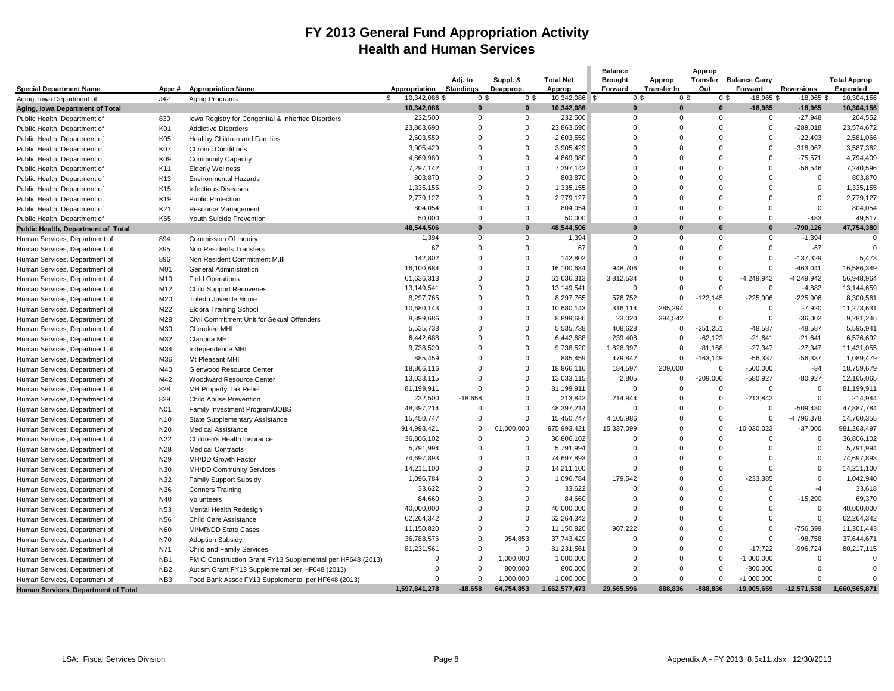# FY 2013 General Fund Appropriation Activity
## Health and Human Services

| Special Department Name | Appr # | Appropriation Name | Appropriation | Adj. to Standings | Suppl. & Deapprop. | Total Net Approp | Balance Brought Forward | Approp Transfer In | Approp Transfer Out | Balance Carry Forward | Reversions | Total Approp Expended |
|---|---|---|---|---|---|---|---|---|---|---|---|---|
| Aging, Iowa Department of | J42 | Aging Programs | $ 10,342,086 $ | 0 $ | 0 $ | 10,342,086 $ | 0 $ | 0 $ | 0 $ | -18,965 $ | -18,965 $ | 10,304,156 |
| **Aging, Iowa Department of Total** | | | **10,342,086** | **0** | **0** | **10,342,086** | **0** | **0** | **0** | **-18,965** | **-18,965** | **10,304,156** |
| Public Health, Department of | 830 | Iowa Registry for Congenital & Inherited Disorders | 232,500 | 0 | 0 | 232,500 | 0 | 0 | 0 | 0 | -27,948 | 204,552 |
| Public Health, Department of | K01 | Addictive Disorders | 23,863,690 | 0 | 0 | 23,863,690 | 0 | 0 | 0 | 0 | -289,018 | 23,574,672 |
| Public Health, Department of | K05 | Healthy Children and Families | 2,603,559 | 0 | 0 | 2,603,559 | 0 | 0 | 0 | 0 | -22,493 | 2,581,066 |
| Public Health, Department of | K07 | Chronic Conditions | 3,905,429 | 0 | 0 | 3,905,429 | 0 | 0 | 0 | 0 | -318,067 | 3,587,362 |
| Public Health, Department of | K09 | Community Capacity | 4,869,980 | 0 | 0 | 4,869,980 | 0 | 0 | 0 | 0 | -75,571 | 4,794,409 |
| Public Health, Department of | K11 | Elderly Wellness | 7,297,142 | 0 | 0 | 7,297,142 | 0 | 0 | 0 | 0 | -56,546 | 7,240,596 |
| Public Health, Department of | K13 | Environmental Hazards | 803,870 | 0 | 0 | 803,870 | 0 | 0 | 0 | 0 | 0 | 803,870 |
| Public Health, Department of | K15 | Infectious Diseases | 1,335,155 | 0 | 0 | 1,335,155 | 0 | 0 | 0 | 0 | 0 | 1,335,155 |
| Public Health, Department of | K19 | Public Protection | 2,779,127 | 0 | 0 | 2,779,127 | 0 | 0 | 0 | 0 | 0 | 2,779,127 |
| Public Health, Department of | K21 | Resource Management | 804,054 | 0 | 0 | 804,054 | 0 | 0 | 0 | 0 | 0 | 804,054 |
| Public Health, Department of | K65 | Youth Suicide Prevention | 50,000 | 0 | 0 | 50,000 | 0 | 0 | 0 | 0 | -483 | 49,517 |
| **Public Health, Department of Total** | | | **48,544,506** | **0** | **0** | **48,544,506** | **0** | **0** | **0** | **0** | **-790,126** | **47,754,380** |
| Human Services, Department of | 894 | Commission Of Inquiry | 1,394 | 0 | 0 | 1,394 | 0 | 0 | 0 | 0 | -1,394 | 0 |
| Human Services, Department of | 895 | Non Residents Transfers | 67 | 0 | 0 | 67 | 0 | 0 | 0 | 0 | -67 | 0 |
| Human Services, Department of | 896 | Non Resident Commitment M.Ill | 142,802 | 0 | 0 | 142,802 | 0 | 0 | 0 | 0 | -137,329 | 5,473 |
| Human Services, Department of | M01 | General Administration | 16,100,684 | 0 | 0 | 16,100,684 | 948,706 | 0 | 0 | 0 | -463,041 | 16,586,349 |
| Human Services, Department of | M10 | Field Operations | 61,636,313 | 0 | 0 | 61,636,313 | 3,812,534 | 0 | 0 | -4,249,942 | -4,249,942 | 56,948,964 |
| Human Services, Department of | M12 | Child Support Recoveries | 13,149,541 | 0 | 0 | 13,149,541 | 0 | 0 | 0 | 0 | -4,882 | 13,144,659 |
| Human Services, Department of | M20 | Toledo Juvenile Home | 8,297,765 | 0 | 0 | 8,297,765 | 576,752 | 0 | -122,145 | -225,906 | -225,906 | 8,300,561 |
| Human Services, Department of | M22 | Eldora Training School | 10,680,143 | 0 | 0 | 10,680,143 | 316,114 | 285,294 | 0 | 0 | -7,920 | 11,273,631 |
| Human Services, Department of | M28 | Civil Commitment Unit for Sexual Offenders | 8,899,686 | 0 | 0 | 8,899,686 | 23,020 | 394,542 | 0 | 0 | -36,002 | 9,281,246 |
| Human Services, Department of | M30 | Cherokee MHI | 5,535,738 | 0 | 0 | 5,535,738 | 408,628 | 0 | -251,251 | -48,587 | -48,587 | 5,595,941 |
| Human Services, Department of | M32 | Clarinda MHI | 6,442,688 | 0 | 0 | 6,442,688 | 239,408 | 0 | -62,123 | -21,641 | -21,641 | 6,576,692 |
| Human Services, Department of | M34 | Independence MHI | 9,738,520 | 0 | 0 | 9,738,520 | 1,828,397 | 0 | -81,168 | -27,347 | -27,347 | 11,431,055 |
| Human Services, Department of | M36 | Mt Pleasant MHI | 885,459 | 0 | 0 | 885,459 | 479,842 | 0 | -163,149 | -56,337 | -56,337 | 1,089,479 |
| Human Services, Department of | M40 | Glenwood Resource Center | 18,866,116 | 0 | 0 | 18,866,116 | 184,597 | 209,000 | 0 | -500,000 | -34 | 18,759,679 |
| Human Services, Department of | M42 | Woodward Resource Center | 13,033,115 | 0 | 0 | 13,033,115 | 2,805 | 0 | -209,000 | -580,927 | -80,927 | 12,165,065 |
| Human Services, Department of | 828 | MH Property Tax Relief | 81,199,911 | 0 | 0 | 81,199,911 | 0 | 0 | 0 | 0 | 0 | 81,199,911 |
| Human Services, Department of | 829 | Child Abuse Prevention | 232,500 | -18,658 | 0 | 213,842 | 214,944 | 0 | 0 | -213,842 | 0 | 214,944 |
| Human Services, Department of | N01 | Family Investment Program/JOBS | 48,397,214 | 0 | 0 | 48,397,214 | 0 | 0 | 0 | 0 | -509,430 | 47,887,784 |
| Human Services, Department of | N10 | State Supplementary Assistance | 15,450,747 | 0 | 0 | 15,450,747 | 4,105,986 | 0 | 0 | 0 | -4,796,378 | 14,760,355 |
| Human Services, Department of | N20 | Medical Assistance | 914,993,421 | 0 | 61,000,000 | 975,993,421 | 15,337,099 | 0 | 0 | -10,030,023 | -37,000 | 981,263,497 |
| Human Services, Department of | N22 | Children's Health Insurance | 36,806,102 | 0 | 0 | 36,806,102 | 0 | 0 | 0 | 0 | 0 | 36,806,102 |
| Human Services, Department of | N28 | Medical Contracts | 5,791,994 | 0 | 0 | 5,791,994 | 0 | 0 | 0 | 0 | 0 | 5,791,994 |
| Human Services, Department of | N29 | MH/DD Growth Factor | 74,697,893 | 0 | 0 | 74,697,893 | 0 | 0 | 0 | 0 | 0 | 74,697,893 |
| Human Services, Department of | N30 | MH/DD Community Services | 14,211,100 | 0 | 0 | 14,211,100 | 0 | 0 | 0 | 0 | 0 | 14,211,100 |
| Human Services, Department of | N32 | Family Support Subsidy | 1,096,784 | 0 | 0 | 1,096,784 | 179,542 | 0 | 0 | -233,385 | 0 | 1,042,940 |
| Human Services, Department of | N36 | Conners Training | 33,622 | 0 | 0 | 33,622 | 0 | 0 | 0 | 0 | -4 | 33,618 |
| Human Services, Department of | N40 | Volunteers | 84,660 | 0 | 0 | 84,660 | 0 | 0 | 0 | 0 | -15,290 | 69,370 |
| Human Services, Department of | N53 | Mental Health Redesign | 40,000,000 | 0 | 0 | 40,000,000 | 0 | 0 | 0 | 0 | 0 | 40,000,000 |
| Human Services, Department of | N56 | Child Care Assistance | 62,264,342 | 0 | 0 | 62,264,342 | 0 | 0 | 0 | 0 | 0 | 62,264,342 |
| Human Services, Department of | N60 | MI/MR/DD State Cases | 11,150,820 | 0 | 0 | 11,150,820 | 907,222 | 0 | 0 | 0 | -756,599 | 11,301,443 |
| Human Services, Department of | N70 | Adoption Subsidy | 36,788,576 | 0 | 954,853 | 37,743,429 | 0 | 0 | 0 | 0 | -98,758 | 37,644,671 |
| Human Services, Department of | N71 | Child and Family Services | 81,231,561 | 0 | 0 | 81,231,561 | 0 | 0 | 0 | -17,722 | -996,724 | 80,217,115 |
| Human Services, Department of | NB1 | PMIC Construction Grant FY13 Supplemental per HF648 (2013) | 0 | 0 | 1,000,000 | 1,000,000 | 0 | 0 | 0 | -1,000,000 | 0 | 0 |
| Human Services, Department of | NB2 | Autism Grant FY13 Supplemental per HF648 (2013) | 0 | 0 | 800,000 | 800,000 | 0 | 0 | 0 | -800,000 | 0 | 0 |
| Human Services, Department of | NB3 | Food Bank Assoc FY13 Supplemental per HF648 (2013) | 0 | 0 | 1,000,000 | 1,000,000 | 0 | 0 | 0 | -1,000,000 | 0 | 0 |
| **Human Services, Department of Total** | | | **1,597,841,278** | **-18,658** | **64,754,853** | **1,662,577,473** | **29,565,596** | **888,836** | **-888,836** | **-19,005,659** | **-12,571,538** | **1,660,565,871** |

LSA: Fiscal Services Division

Appendix A - FY 2013 8.5x11.xlsx 12/30/2013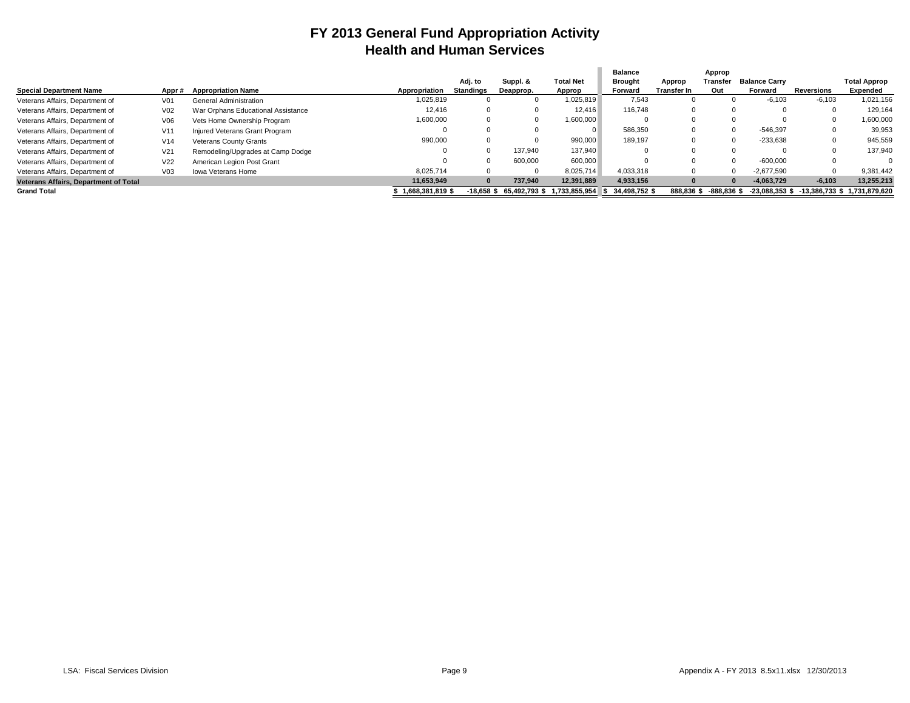# FY 2013 General Fund Appropriation Activity
## Health and Human Services

| Special Department Name | Appr # | Appropriation Name | Appropriation | Adj. to Standings | Suppl. & Deapprop. | Total Net Approp | Balance Brought Forward | Approp Transfer In | Approp Transfer Out | Balance Carry Forward | Reversions | Total Approp Expended |
|---|---|---|---|---|---|---|---|---|---|---|---|---|
| Veterans Affairs, Department of | V01 | General Administration | 1,025,819 | 0 | 0 | 1,025,819 | 7,543 | 0 | 0 | -6,103 | -6,103 | 1,021,156 |
| Veterans Affairs, Department of | V02 | War Orphans Educational Assistance | 12,416 | 0 | 0 | 12,416 | 116,748 | 0 | 0 | 0 | 0 | 129,164 |
| Veterans Affairs, Department of | V06 | Vets Home Ownership Program | 1,600,000 | 0 | 0 | 1,600,000 | 0 | 0 | 0 | 0 | 0 | 1,600,000 |
| Veterans Affairs, Department of | V11 | Injured Veterans Grant Program | 0 | 0 | 0 | 0 | 586,350 | 0 | 0 | -546,397 | 0 | 39,953 |
| Veterans Affairs, Department of | V14 | Veterans County Grants | 990,000 | 0 | 0 | 990,000 | 189,197 | 0 | 0 | -233,638 | 0 | 945,559 |
| Veterans Affairs, Department of | V21 | Remodeling/Upgrades at Camp Dodge | 0 | 0 | 137,940 | 137,940 | 0 | 0 | 0 | 0 | 0 | 137,940 |
| Veterans Affairs, Department of | V22 | American Legion Post Grant | 0 | 0 | 600,000 | 600,000 | 0 | 0 | 0 | -600,000 | 0 | 0 |
| Veterans Affairs, Department of | V03 | Iowa Veterans Home | 8,025,714 | 0 | 0 | 8,025,714 | 4,033,318 | 0 | 0 | -2,677,590 | 0 | 9,381,442 |
| **Veterans Affairs, Department of Total** | | | **11,653,949** | **0** | **737,940** | **12,391,889** | **4,933,156** | **0** | **0** | **-4,063,729** | **-6,103** | **13,255,213** |
| **Grand Total** | | | **$ 1,668,381,819 $** | **-18,658 $** | **65,492,793 $** | **1,733,855,954** | **$ 34,498,752 $** | **888,836 $** | **-888,836 $** | **-23,088,353 $** | **-13,386,733 $** | **1,731,879,620** |

LSA: Fiscal Services Division

Appendix A - FY 2013 8.5x11.xlsx 12/30/2013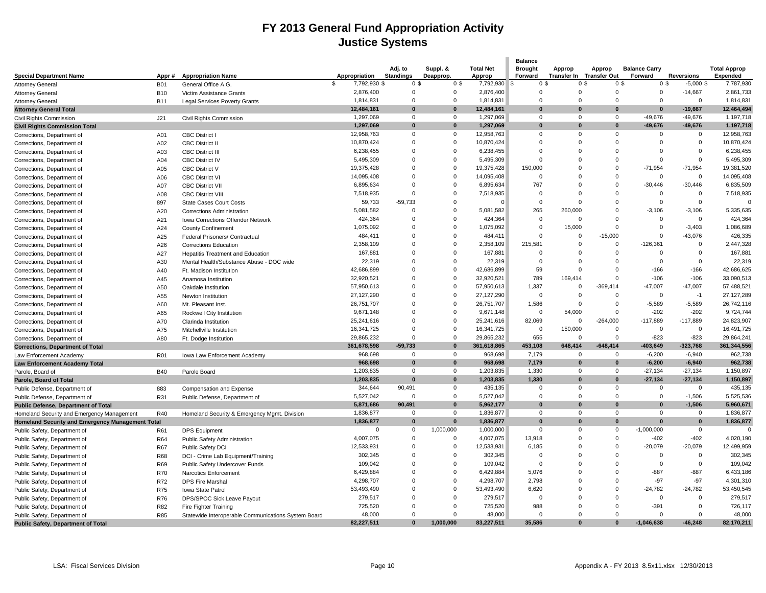# FY 2013 General Fund Appropriation Activity
## Justice Systems

| Special Department Name | Appr # | Appropriation Name | Appropriation | Adj. to Standings | Suppl. & Deapprop. | Total Net Approp | Balance Brought Forward | Approp Transfer In | Approp Transfer Out | Balance Carry Forward | Reversions | Total Approp Expended |
|---|---|---|---|---|---|---|---|---|---|---|---|---|
| Attorney General | B01 | General Office A.G. | $ 7,792,930 | $ 0 | $ 0 | $ 7,792,930 | $ 0 | $ 0 | $ 0 | $ 0 | $ -5,000 | $ 7,787,930 |
| Attorney General | B10 | Victim Assistance Grants | 2,876,400 | 0 | 0 | 2,876,400 | 0 | 0 | 0 | 0 | -14,667 | 2,861,733 |
| Attorney General | B11 | Legal Services Poverty Grants | 1,814,831 | 0 | 0 | 1,814,831 | 0 | 0 | 0 | 0 | 0 | 1,814,831 |
| **Attorney General Total** | | | **12,484,161** | **0** | **0** | **12,484,161** | **0** | **0** | **0** | **0** | **-19,667** | **12,464,494** |
| Civil Rights Commission | J21 | Civil Rights Commission | 1,297,069 | 0 | 0 | 1,297,069 | 0 | 0 | 0 | -49,676 | -49,676 | 1,197,718 |
| **Civil Rights Commission Total** | | | **1,297,069** | **0** | **0** | **1,297,069** | **0** | **0** | **0** | **-49,676** | **-49,676** | **1,197,718** |
| Corrections, Department of | A01 | CBC District I | 12,958,763 | 0 | 0 | 12,958,763 | 0 | 0 | 0 | 0 | 0 | 12,958,763 |
| Corrections, Department of | A02 | CBC District II | 10,870,424 | 0 | 0 | 10,870,424 | 0 | 0 | 0 | 0 | 0 | 10,870,424 |
| Corrections, Department of | A03 | CBC District III | 6,238,455 | 0 | 0 | 6,238,455 | 0 | 0 | 0 | 0 | 0 | 6,238,455 |
| Corrections, Department of | A04 | CBC District IV | 5,495,309 | 0 | 0 | 5,495,309 | 0 | 0 | 0 | 0 | 0 | 5,495,309 |
| Corrections, Department of | A05 | CBC District V | 19,375,428 | 0 | 0 | 19,375,428 | 150,000 | 0 | 0 | -71,954 | -71,954 | 19,381,520 |
| Corrections, Department of | A06 | CBC District VI | 14,095,408 | 0 | 0 | 14,095,408 | 0 | 0 | 0 | 0 | 0 | 14,095,408 |
| Corrections, Department of | A07 | CBC District VII | 6,895,634 | 0 | 0 | 6,895,634 | 767 | 0 | 0 | -30,446 | -30,446 | 6,835,509 |
| Corrections, Department of | A08 | CBC District VIII | 7,518,935 | 0 | 0 | 7,518,935 | 0 | 0 | 0 | 0 | 0 | 7,518,935 |
| Corrections, Department of | 897 | State Cases Court Costs | 59,733 | -59,733 | 0 | 0 | 0 | 0 | 0 | 0 | 0 | 0 |
| Corrections, Department of | A20 | Corrections Administration | 5,081,582 | 0 | 0 | 5,081,582 | 265 | 260,000 | 0 | -3,106 | -3,106 | 5,335,635 |
| Corrections, Department of | A21 | Iowa Corrections Offender Network | 424,364 | 0 | 0 | 424,364 | 0 | 0 | 0 | 0 | 0 | 424,364 |
| Corrections, Department of | A24 | County Confinement | 1,075,092 | 0 | 0 | 1,075,092 | 0 | 15,000 | 0 | 0 | -3,403 | 1,086,689 |
| Corrections, Department of | A25 | Federal Prisoners/ Contractual | 484,411 | 0 | 0 | 484,411 | 0 | 0 | -15,000 | 0 | -43,076 | 426,335 |
| Corrections, Department of | A26 | Corrections Education | 2,358,109 | 0 | 0 | 2,358,109 | 215,581 | 0 | 0 | -126,361 | 0 | 2,447,328 |
| Corrections, Department of | A27 | Hepatitis Treatment and Education | 167,881 | 0 | 0 | 167,881 | 0 | 0 | 0 | 0 | 0 | 167,881 |
| Corrections, Department of | A30 | Mental Health/Substance Abuse - DOC wide | 22,319 | 0 | 0 | 22,319 | 0 | 0 | 0 | 0 | 0 | 22,319 |
| Corrections, Department of | A40 | Ft. Madison Institution | 42,686,899 | 0 | 0 | 42,686,899 | 59 | 0 | 0 | -166 | -166 | 42,686,625 |
| Corrections, Department of | A45 | Anamosa Institution | 32,920,521 | 0 | 0 | 32,920,521 | 789 | 169,414 | 0 | -106 | -106 | 33,090,513 |
| Corrections, Department of | A50 | Oakdale Institution | 57,950,613 | 0 | 0 | 57,950,613 | 1,337 | 0 | -369,414 | -47,007 | -47,007 | 57,488,521 |
| Corrections, Department of | A55 | Newton Institution | 27,127,290 | 0 | 0 | 27,127,290 | 0 | 0 | 0 | 0 | -1 | 27,127,289 |
| Corrections, Department of | A60 | Mt. Pleasant Inst. | 26,751,707 | 0 | 0 | 26,751,707 | 1,586 | 0 | 0 | -5,589 | -5,589 | 26,742,116 |
| Corrections, Department of | A65 | Rockwell City Institution | 9,671,148 | 0 | 0 | 9,671,148 | 0 | 54,000 | 0 | -202 | -202 | 9,724,744 |
| Corrections, Department of | A70 | Clarinda Institution | 25,241,616 | 0 | 0 | 25,241,616 | 82,069 | 0 | -264,000 | -117,889 | -117,889 | 24,823,907 |
| Corrections, Department of | A75 | Mitchellville Institution | 16,341,725 | 0 | 0 | 16,341,725 | 0 | 150,000 | 0 | 0 | 0 | 16,491,725 |
| Corrections, Department of | A80 | Ft. Dodge Institution | 29,865,232 | 0 | 0 | 29,865,232 | 655 | 0 | 0 | -823 | -823 | 29,864,241 |
| **Corrections, Department of Total** | | | **361,678,598** | **-59,733** | **0** | **361,618,865** | **453,108** | **648,414** | **-648,414** | **-403,649** | **-323,768** | **361,344,556** |
| Law Enforcement Academy | R01 | Iowa Law Enforcement Academy | 968,698 | 0 | 0 | 968,698 | 7,179 | 0 | 0 | -6,200 | -6,940 | 962,738 |
| **Law Enforcement Academy Total** | | | **968,698** | **0** | **0** | **968,698** | **7,179** | **0** | **0** | **-6,200** | **-6,940** | **962,738** |
| Parole, Board of | B40 | Parole Board | 1,203,835 | 0 | 0 | 1,203,835 | 1,330 | 0 | 0 | -27,134 | -27,134 | 1,150,897 |
| **Parole, Board of Total** | | | **1,203,835** | **0** | **0** | **1,203,835** | **1,330** | **0** | **0** | **-27,134** | **-27,134** | **1,150,897** |
| Public Defense, Department of | 883 | Compensation and Expense | 344,644 | 90,491 | 0 | 435,135 | 0 | 0 | 0 | 0 | 0 | 435,135 |
| Public Defense, Department of | R31 | Public Defense, Department of | 5,527,042 | 0 | 0 | 5,527,042 | 0 | 0 | 0 | 0 | -1,506 | 5,525,536 |
| **Public Defense, Department of Total** | | | **5,871,686** | **90,491** | **0** | **5,962,177** | **0** | **0** | **0** | **0** | **-1,506** | **5,960,671** |
| Homeland Security and Emergency Management | R40 | Homeland Security & Emergency Mgmt. Division | 1,836,877 | 0 | 0 | 1,836,877 | 0 | 0 | 0 | 0 | 0 | 1,836,877 |
| **Homeland Security and Emergency Management Total** | | | **1,836,877** | **0** | **0** | **1,836,877** | **0** | **0** | **0** | **0** | **0** | **1,836,877** |
| Public Safety, Department of | R61 | DPS Equipment | 0 | 0 | 1,000,000 | 1,000,000 | 0 | 0 | 0 | -1,000,000 | 0 | 0 |
| Public Safety, Department of | R64 | Public Safety Administration | 4,007,075 | 0 | 0 | 4,007,075 | 13,918 | 0 | 0 | -402 | -402 | 4,020,190 |
| Public Safety, Department of | R67 | Public Safety DCI | 12,533,931 | 0 | 0 | 12,533,931 | 6,185 | 0 | 0 | -20,079 | -20,079 | 12,499,959 |
| Public Safety, Department of | R68 | DCI - Crime Lab Equipment/Training | 302,345 | 0 | 0 | 302,345 | 0 | 0 | 0 | 0 | 0 | 302,345 |
| Public Safety, Department of | R69 | Public Safety Undercover Funds | 109,042 | 0 | 0 | 109,042 | 0 | 0 | 0 | 0 | 0 | 109,042 |
| Public Safety, Department of | R70 | Narcotics Enforcement | 6,429,884 | 0 | 0 | 6,429,884 | 5,076 | 0 | 0 | -887 | -887 | 6,433,186 |
| Public Safety, Department of | R72 | DPS Fire Marshal | 4,298,707 | 0 | 0 | 4,298,707 | 2,798 | 0 | 0 | -97 | -97 | 4,301,310 |
| Public Safety, Department of | R75 | Iowa State Patrol | 53,493,490 | 0 | 0 | 53,493,490 | 6,620 | 0 | 0 | -24,782 | -24,782 | 53,450,545 |
| Public Safety, Department of | R76 | DPS/SPOC Sick Leave Payout | 279,517 | 0 | 0 | 279,517 | 0 | 0 | 0 | 0 | 0 | 279,517 |
| Public Safety, Department of | R82 | Fire Fighter Training | 725,520 | 0 | 0 | 725,520 | 988 | 0 | 0 | -391 | 0 | 726,117 |
| Public Safety, Department of | R85 | Statewide Interoperable Communications System Board | 48,000 | 0 | 0 | 48,000 | 0 | 0 | 0 | 0 | 0 | 48,000 |
| **Public Safety, Department of Total** | | | **82,227,511** | **0** | **1,000,000** | **83,227,511** | **35,586** | **0** | **0** | **-1,046,638** | **-46,248** | **82,170,211** |

LSA: Fiscal Services Division | Appendix A - FY 2013 8.5x11.xlsx 12/30/2013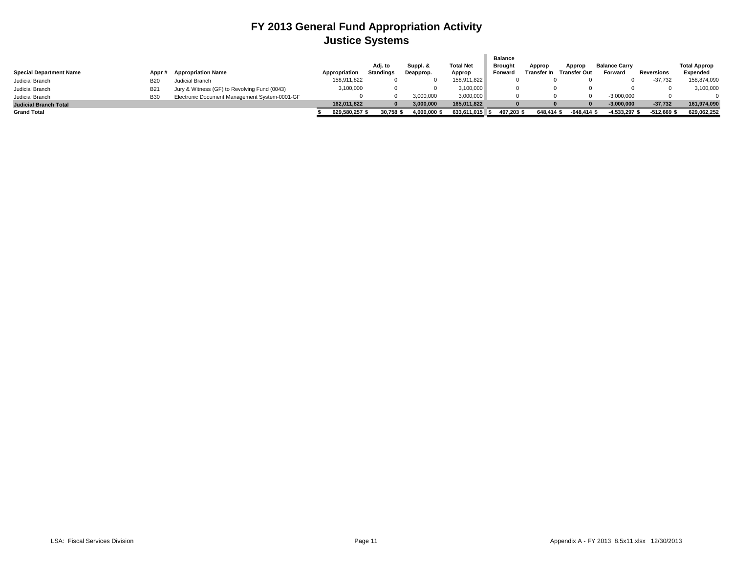# FY 2013 General Fund Appropriation Activity
## Justice Systems

| Special Department Name | Appr # | Appropriation Name | Appropriation | Adj. to Standings | Suppl. & Deapprop. | Total Net Approp | Balance Brought Forward | Approp Transfer In | Approp Transfer Out | Balance Carry Forward | Reversions | Total Approp Expended |
|---|---|---|---|---|---|---|---|---|---|---|---|---|
| Judicial Branch | B20 | Judicial Branch | 158,911,822 | 0 | 0 | 158,911,822 | 0 | 0 | 0 | 0 | -37,732 | 158,874,090 |
| Judicial Branch | B21 | Jury & Witness (GF) to Revolving Fund (0043) | 3,100,000 | 0 | 0 | 3,100,000 | 0 | 0 | 0 | 0 | 0 | 3,100,000 |
| Judicial Branch | B30 | Electronic Document Management System-0001-GF | 0 | 0 | 3,000,000 | 3,000,000 | 0 | 0 | 0 | -3,000,000 | 0 | 0 |
| **Judicial Branch Total** | | | **162,011,822** | **0** | **3,000,000** | **165,011,822** | **0** | **0** | **0** | **-3,000,000** | **-37,732** | **161,974,090** |
| **Grand Total** | | | **$ 629,580,257** | **$ 30,758** | **$ 4,000,000** | **$ 633,611,015** | **$ 497,203** | **$ 648,414** | **$ -648,414** | **$ -4,533,297** | **$ -512,669** | **$ 629,062,252** |

LSA: Fiscal Services Division Appendix A - FY 2013 8.5x11.xlsx 12/30/2013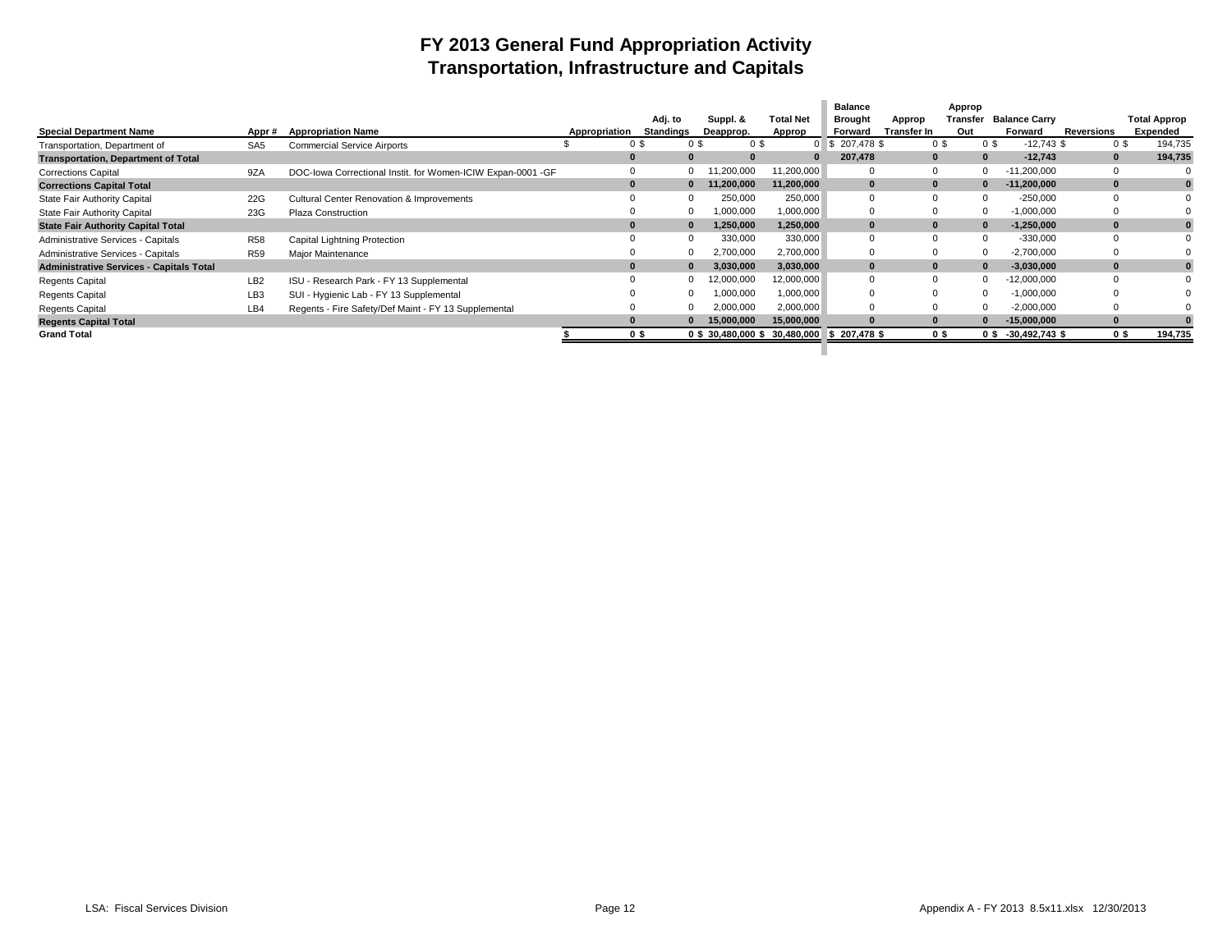# FY 2013 General Fund Appropriation Activity
## Transportation, Infrastructure and Capitals

| Special Department Name | Appr # | Appropriation Name | Appropriation | Adj. to Standings | Suppl. & Deapprop. | Total Net Approp | Balance Brought Forward | Approp Transfer In | Approp Transfer Out | Balance Carry Forward | Reversions | Total Approp Expended |
|---|---|---|---|---|---|---|---|---|---|---|---|---|
| Transportation, Department of | SA5 | Commercial Service Airports | $ 0 | $ 0 | $ 0 | $ 0 | $ 207,478 | $ 0 | $ 0 | $ -12,743 | $ 0 | $ 194,735 |
| **Transportation, Department of Total** | | | **0** | **0** | **0** | **0** | **207,478** | **0** | **0** | **-12,743** | **0** | **194,735** |
| Corrections Capital | 9ZA | DOC-Iowa Correctional Instit. for Women-ICIW Expan-0001 -GF | 0 | 0 | 11,200,000 | 11,200,000 | 0 | 0 | 0 | -11,200,000 | 0 | 0 |
| **Corrections Capital Total** | | | **0** | **0** | **11,200,000** | **11,200,000** | **0** | **0** | **0** | **-11,200,000** | **0** | **0** |
| State Fair Authority Capital | 22G | Cultural Center Renovation & Improvements | 0 | 0 | 250,000 | 250,000 | 0 | 0 | 0 | -250,000 | 0 | 0 |
| State Fair Authority Capital | 23G | Plaza Construction | 0 | 0 | 1,000,000 | 1,000,000 | 0 | 0 | 0 | -1,000,000 | 0 | 0 |
| **State Fair Authority Capital Total** | | | **0** | **0** | **1,250,000** | **1,250,000** | **0** | **0** | **0** | **-1,250,000** | **0** | **0** |
| Administrative Services - Capitals | R58 | Capital Lightning Protection | 0 | 0 | 330,000 | 330,000 | 0 | 0 | 0 | -330,000 | 0 | 0 |
| Administrative Services - Capitals | R59 | Major Maintenance | 0 | 0 | 2,700,000 | 2,700,000 | 0 | 0 | 0 | -2,700,000 | 0 | 0 |
| **Administrative Services - Capitals Total** | | | **0** | **0** | **3,030,000** | **3,030,000** | **0** | **0** | **0** | **-3,030,000** | **0** | **0** |
| Regents Capital | LB2 | ISU - Research Park - FY 13 Supplemental | 0 | 0 | 12,000,000 | 12,000,000 | 0 | 0 | 0 | -12,000,000 | 0 | 0 |
| Regents Capital | LB3 | SUI - Hygienic Lab - FY 13 Supplemental | 0 | 0 | 1,000,000 | 1,000,000 | 0 | 0 | 0 | -1,000,000 | 0 | 0 |
| Regents Capital | LB4 | Regents - Fire Safety/Def Maint - FY 13 Supplemental | 0 | 0 | 2,000,000 | 2,000,000 | 0 | 0 | 0 | -2,000,000 | 0 | 0 |
| **Regents Capital Total** | | | **0** | **0** | **15,000,000** | **15,000,000** | **0** | **0** | **0** | **-15,000,000** | **0** | **0** |
| **Grand Total** | | | **$ 0** | **$ 0** | **$ 30,480,000** | **$ 30,480,000** | **$ 207,478** | **$ 0** | **$ 0** | **$ -30,492,743** | **$ 0** | **$ 194,735** |

LSA: Fiscal Services Division

Appendix A - FY 2013 8.5x11.xlsx 12/30/2013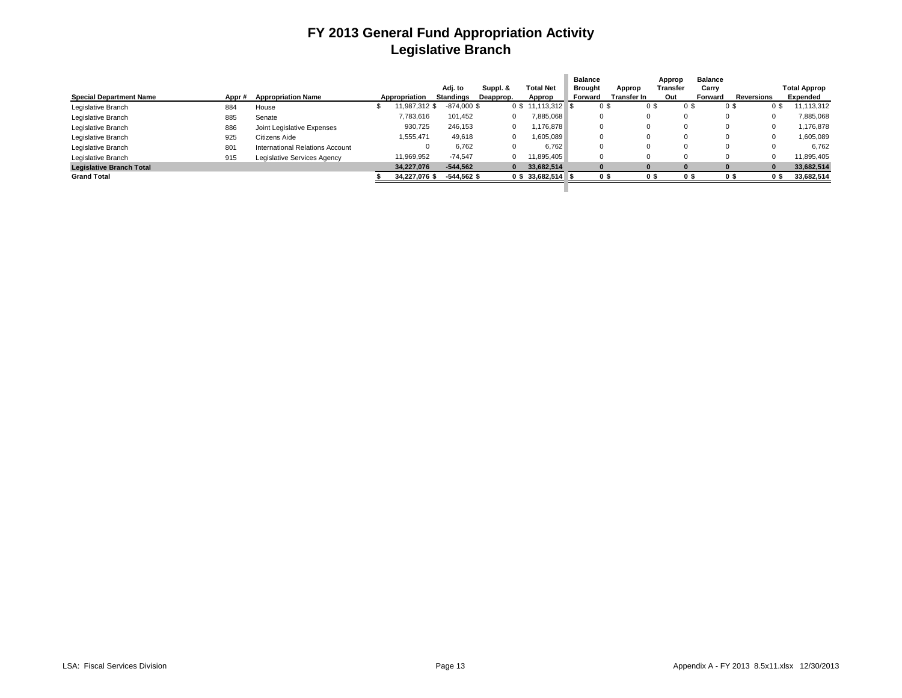# FY 2013 General Fund Appropriation Activity
## Legislative Branch

| Special Department Name | Appr # | Appropriation Name | Appropriation | Adj. to Standings | Suppl. & Deapprop. | Total Net Approp | Balance Brought Forward | Approp Transfer In | Approp Transfer Out | Balance Carry Forward | Reversions | Total Approp Expended |
|---|---|---|---|---|---|---|---|---|---|---|---|---|
| Legislative Branch | 884 | House | $ 11,987,312 | $ -874,000 | $ 0 | $ 11,113,312 | $ 0 | $ 0 | $ 0 | $ 0 | $ 0 | $ 11,113,312 |
| Legislative Branch | 885 | Senate | 7,783,616 | 101,452 | 0 | 7,885,068 | 0 | 0 | 0 | 0 | 0 | 7,885,068 |
| Legislative Branch | 886 | Joint Legislative Expenses | 930,725 | 246,153 | 0 | 1,176,878 | 0 | 0 | 0 | 0 | 0 | 1,176,878 |
| Legislative Branch | 925 | Citizens Aide | 1,555,471 | 49,618 | 0 | 1,605,089 | 0 | 0 | 0 | 0 | 0 | 1,605,089 |
| Legislative Branch | 801 | International Relations Account | 0 | 6,762 | 0 | 6,762 | 0 | 0 | 0 | 0 | 0 | 6,762 |
| Legislative Branch | 915 | Legislative Services Agency | 11,969,952 | -74,547 | 0 | 11,895,405 | 0 | 0 | 0 | 0 | 0 | 11,895,405 |
| **Legislative Branch Total** | | | **34,227,076** | **-544,562** | **0** | **33,682,514** | **0** | **0** | **0** | **0** | **0** | **33,682,514** |
| **Grand Total** | | | **$ 34,227,076** | **$ -544,562** | **$ 0** | **$ 33,682,514** | **$ 0** | **$ 0** | **$ 0** | **$ 0** | **$ 0** | **$ 33,682,514** |